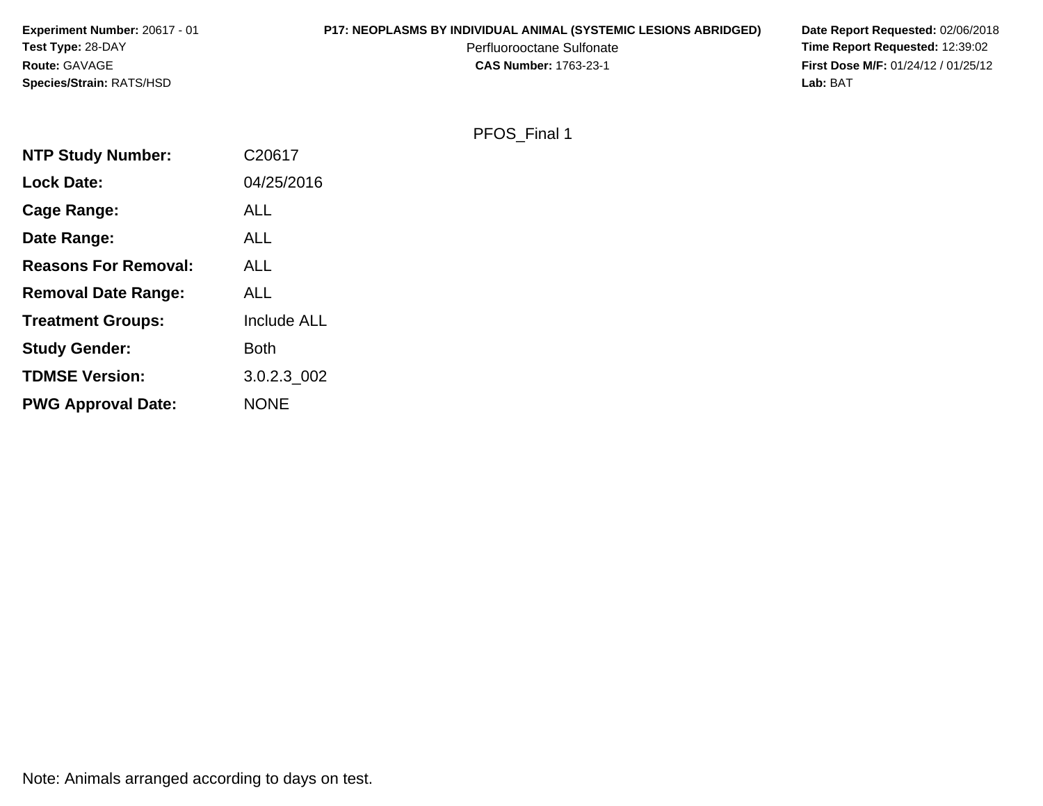**Experiment Number:** 20617 - 01
**Test Type:** 28-DAY
**Route:** GAVAGE
**Species/Strain:** RATS/HSD

**P17: NEOPLASMS BY INDIVIDUAL ANIMAL (SYSTEMIC LESIONS ABRIDGED)**
Perfluorooctane Sulfonate
**CAS Number:** 1763-23-1

**Date Report Requested:** 02/06/2018
**Time Report Requested:** 12:39:02
**First Dose M/F:** 01/24/12 / 01/25/12
**Lab:** BAT

PFOS_Final 1

| | |
|---|---|
| **NTP Study Number:** | C20617 |
| **Lock Date:** | 04/25/2016 |
| **Cage Range:** | ALL |
| **Date Range:** | ALL |
| **Reasons For Removal:** | ALL |
| **Removal Date Range:** | ALL |
| **Treatment Groups:** | Include ALL |
| **Study Gender:** | Both |
| **TDMSE Version:** | 3.0.2.3_002 |
| **PWG Approval Date:** | NONE |

Note: Animals arranged according to days on test.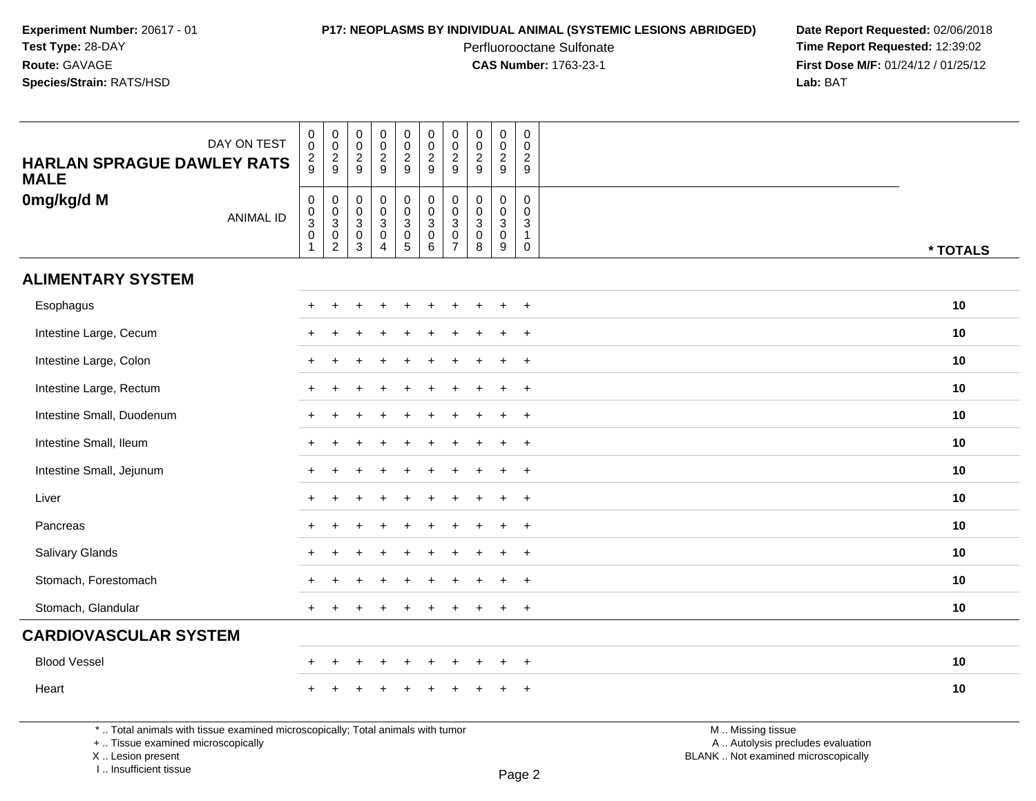Experiment Number: 20617 - 01
Test Type: 28-DAY
Route: GAVAGE
Species/Strain: RATS/HSD

**P17: NEOPLASMS BY INDIVIDUAL ANIMAL (SYSTEMIC LESIONS ABRIDGED)**
Perfluorooctane Sulfonate
**CAS Number:** 1763-23-1

Date Report Requested: 02/06/2018
Time Report Requested: 12:39:02
First Dose M/F: 01/24/12 / 01/25/12
Lab: BAT

| HARLAN SPRAGUE DAWLEY RATS MALE 0mg/kg/d M | | | | | | | | | | | |
|---|---|---|---|---|---|---|---|---|---|---|---|
| DAY ON TEST | 0029 | 0029 | 0029 | 0029 | 0029 | 0029 | 0029 | 0029 | 0029 | 0029 | |
| ANIMAL ID | 00301 | 00302 | 00303 | 00304 | 00305 | 00306 | 00307 | 00308 | 00309 | 00310 | * TOTALS |
| **ALIMENTARY SYSTEM** | | | | | | | | | | | |
| Esophagus | + | + | + | + | + | + | + | + | + | + | 10 |
| Intestine Large, Cecum | + | + | + | + | + | + | + | + | + | + | 10 |
| Intestine Large, Colon | + | + | + | + | + | + | + | + | + | + | 10 |
| Intestine Large, Rectum | + | + | + | + | + | + | + | + | + | + | 10 |
| Intestine Small, Duodenum | + | + | + | + | + | + | + | + | + | + | 10 |
| Intestine Small, Ileum | + | + | + | + | + | + | + | + | + | + | 10 |
| Intestine Small, Jejunum | + | + | + | + | + | + | + | + | + | + | 10 |
| Liver | + | + | + | + | + | + | + | + | + | + | 10 |
| Pancreas | + | + | + | + | + | + | + | + | + | + | 10 |
| Salivary Glands | + | + | + | + | + | + | + | + | + | + | 10 |
| Stomach, Forestomach | + | + | + | + | + | + | + | + | + | + | 10 |
| Stomach, Glandular | + | + | + | + | + | + | + | + | + | + | 10 |
| **CARDIOVASCULAR SYSTEM** | | | | | | | | | | | |
| Blood Vessel | + | + | + | + | + | + | + | + | + | + | 10 |
| Heart | + | + | + | + | + | + | + | + | + | + | 10 |

* .. Total animals with tissue examined microscopically; Total animals with tumor
+ .. Tissue examined microscopically
X .. Lesion present
I .. Insufficient tissue

M .. Missing tissue
A .. Autolysis precludes evaluation
BLANK .. Not examined microscopically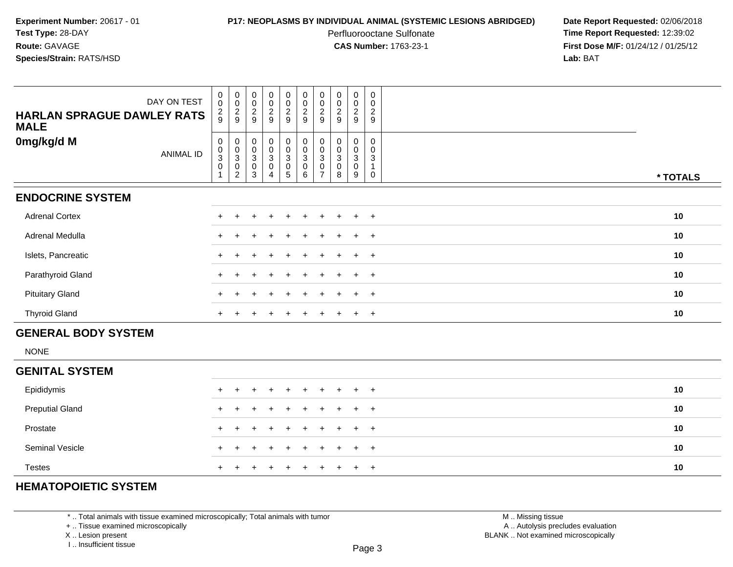**Experiment Number:** 20617 - 01
**Test Type:** 28-DAY
**Route:** GAVAGE
**Species/Strain:** RATS/HSD

**P17: NEOPLASMS BY INDIVIDUAL ANIMAL (SYSTEMIC LESIONS ABRIDGED)**
Perfluorooctane Sulfonate
**CAS Number:** 1763-23-1

**Date Report Requested:** 02/06/2018
**Time Report Requested:** 12:39:02
**First Dose M/F:** 01/24/12 / 01/25/12
**Lab:** BAT

| HARLAN SPRAGUE DAWLEY RATS MALE 0mg/kg/d M — DAY ON TEST | 0029 | 0029 | 0029 | 0029 | 0029 | 0029 | 0029 | 0029 | 0029 | 0029 | |
|---|---|---|---|---|---|---|---|---|---|---|---|
| ANIMAL ID | 00301 | 00302 | 00303 | 00304 | 00305 | 00306 | 00307 | 00308 | 00309 | 00310 | * TOTALS |
| **ENDOCRINE SYSTEM** | | | | | | | | | | | |
| Adrenal Cortex | + | + | + | + | + | + | + | + | + | + | 10 |
| Adrenal Medulla | + | + | + | + | + | + | + | + | + | + | 10 |
| Islets, Pancreatic | + | + | + | + | + | + | + | + | + | + | 10 |
| Parathyroid Gland | + | + | + | + | + | + | + | + | + | + | 10 |
| Pituitary Gland | + | + | + | + | + | + | + | + | + | + | 10 |
| Thyroid Gland | + | + | + | + | + | + | + | + | + | + | 10 |
| **GENERAL BODY SYSTEM** | | | | | | | | | | | |
| NONE | | | | | | | | | | | |
| **GENITAL SYSTEM** | | | | | | | | | | | |
| Epididymis | + | + | + | + | + | + | + | + | + | + | 10 |
| Preputial Gland | + | + | + | + | + | + | + | + | + | + | 10 |
| Prostate | + | + | + | + | + | + | + | + | + | + | 10 |
| Seminal Vesicle | + | + | + | + | + | + | + | + | + | + | 10 |
| Testes | + | + | + | + | + | + | + | + | + | + | 10 |
| **HEMATOPOIETIC SYSTEM** | | | | | | | | | | | |

\* .. Total animals with tissue examined microscopically; Total animals with tumor
\+ .. Tissue examined microscopically
X .. Lesion present
I .. Insufficient tissue

M .. Missing tissue
A .. Autolysis precludes evaluation
BLANK .. Not examined microscopically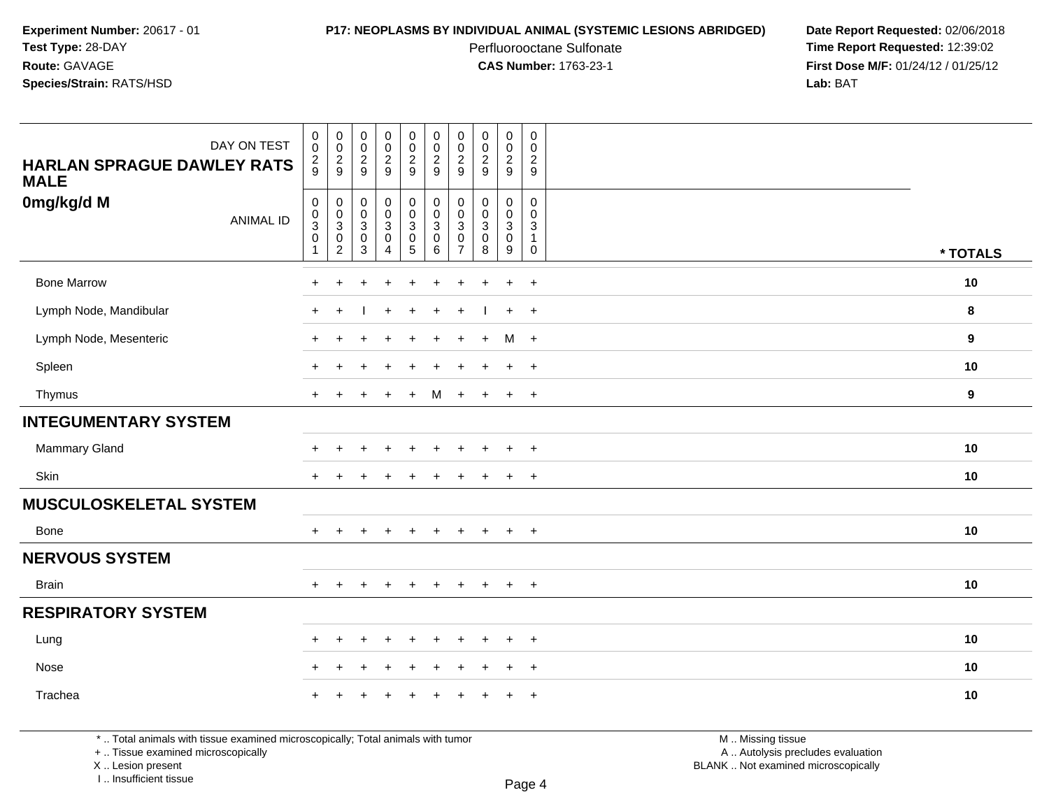**Experiment Number:** 20617 - 01
**Test Type:** 28-DAY
**Route:** GAVAGE
**Species/Strain:** RATS/HSD

**P17: NEOPLASMS BY INDIVIDUAL ANIMAL (SYSTEMIC LESIONS ABRIDGED)**
Perfluorooctane Sulfonate
**CAS Number:** 1763-23-1

**Date Report Requested:** 02/06/2018
**Time Report Requested:** 12:39:02
**First Dose M/F:** 01/24/12 / 01/25/12
**Lab:** BAT

| HARLAN SPRAGUE DAWLEY RATS MALE 0mg/kg/d M | | | | | | | | | | | |
|---|---|---|---|---|---|---|---|---|---|---|---|
| DAY ON TEST | 0029 | 0029 | 0029 | 0029 | 0029 | 0029 | 0029 | 0029 | 0029 | 0029 | |
| ANIMAL ID | 00301 | 00302 | 00303 | 00304 | 00305 | 00306 | 00307 | 00308 | 00309 | 00310 | * TOTALS |
| Bone Marrow | + | + | + | + | + | + | + | + | + | + | 10 |
| Lymph Node, Mandibular | + | + | I | + | + | + | + | I | + | + | 8 |
| Lymph Node, Mesenteric | + | + | + | + | + | + | + | + | M | + | 9 |
| Spleen | + | + | + | + | + | + | + | + | + | + | 10 |
| Thymus | + | + | + | + | + | M | + | + | + | + | 9 |
| **INTEGUMENTARY SYSTEM** | | | | | | | | | | | |
| Mammary Gland | + | + | + | + | + | + | + | + | + | + | 10 |
| Skin | + | + | + | + | + | + | + | + | + | + | 10 |
| **MUSCULOSKELETAL SYSTEM** | | | | | | | | | | | |
| Bone | + | + | + | + | + | + | + | + | + | + | 10 |
| **NERVOUS SYSTEM** | | | | | | | | | | | |
| Brain | + | + | + | + | + | + | + | + | + | + | 10 |
| **RESPIRATORY SYSTEM** | | | | | | | | | | | |
| Lung | + | + | + | + | + | + | + | + | + | + | 10 |
| Nose | + | + | + | + | + | + | + | + | + | + | 10 |
| Trachea | + | + | + | + | + | + | + | + | + | + | 10 |

* .. Total animals with tissue examined microscopically; Total animals with tumor
+ .. Tissue examined microscopically
X .. Lesion present
I .. Insufficient tissue

M .. Missing tissue
A .. Autolysis precludes evaluation
BLANK .. Not examined microscopically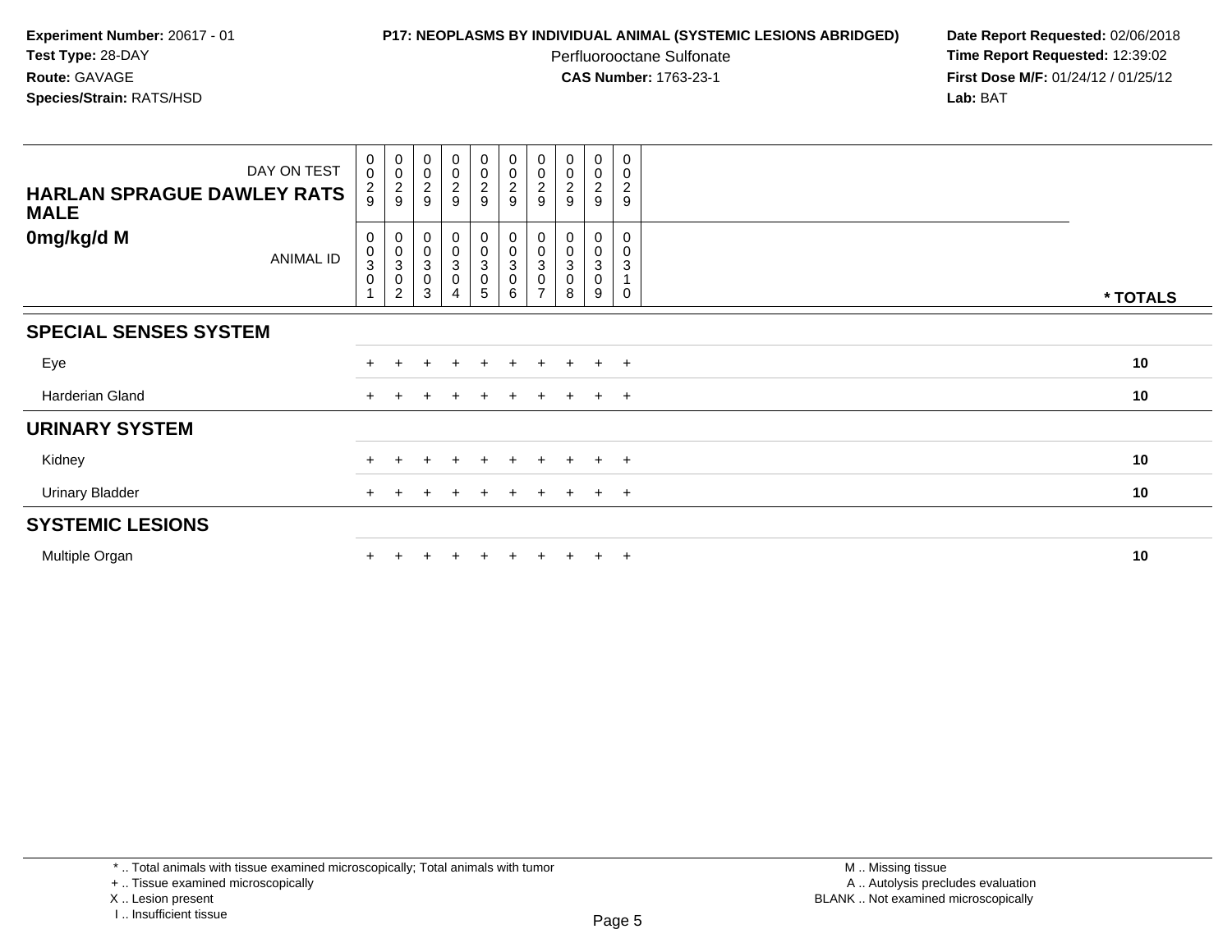**Experiment Number:** 20617 - 01
**Test Type:** 28-DAY
**Route:** GAVAGE
**Species/Strain:** RATS/HSD

**P17: NEOPLASMS BY INDIVIDUAL ANIMAL (SYSTEMIC LESIONS ABRIDGED)**
Perfluorooctane Sulfonate
**CAS Number:** 1763-23-1

**Date Report Requested:** 02/06/2018
**Time Report Requested:** 12:39:02
**First Dose M/F:** 01/24/12 / 01/25/12
**Lab:** BAT

| HARLAN SPRAGUE DAWLEY RATS MALE 0mg/kg/d M | | | | | | | | | | | |
|---|---|---|---|---|---|---|---|---|---|---|---|
| DAY ON TEST | 0029 | 0029 | 0029 | 0029 | 0029 | 0029 | 0029 | 0029 | 0029 | 0029 | |
| ANIMAL ID | 00301 | 00302 | 00303 | 00304 | 00305 | 00306 | 00307 | 00308 | 00309 | 00310 | * TOTALS |
| **SPECIAL SENSES SYSTEM** | | | | | | | | | | | |
| Eye | + | + | + | + | + | + | + | + | + | + | 10 |
| Harderian Gland | + | + | + | + | + | + | + | + | + | + | 10 |
| **URINARY SYSTEM** | | | | | | | | | | | |
| Kidney | + | + | + | + | + | + | + | + | + | + | 10 |
| Urinary Bladder | + | + | + | + | + | + | + | + | + | + | 10 |
| **SYSTEMIC LESIONS** | | | | | | | | | | | |
| Multiple Organ | + | + | + | + | + | + | + | + | + | + | 10 |

* .. Total animals with tissue examined microscopically; Total animals with tumor
+ .. Tissue examined microscopically
X .. Lesion present
I .. Insufficient tissue

M .. Missing tissue
A .. Autolysis precludes evaluation
BLANK .. Not examined microscopically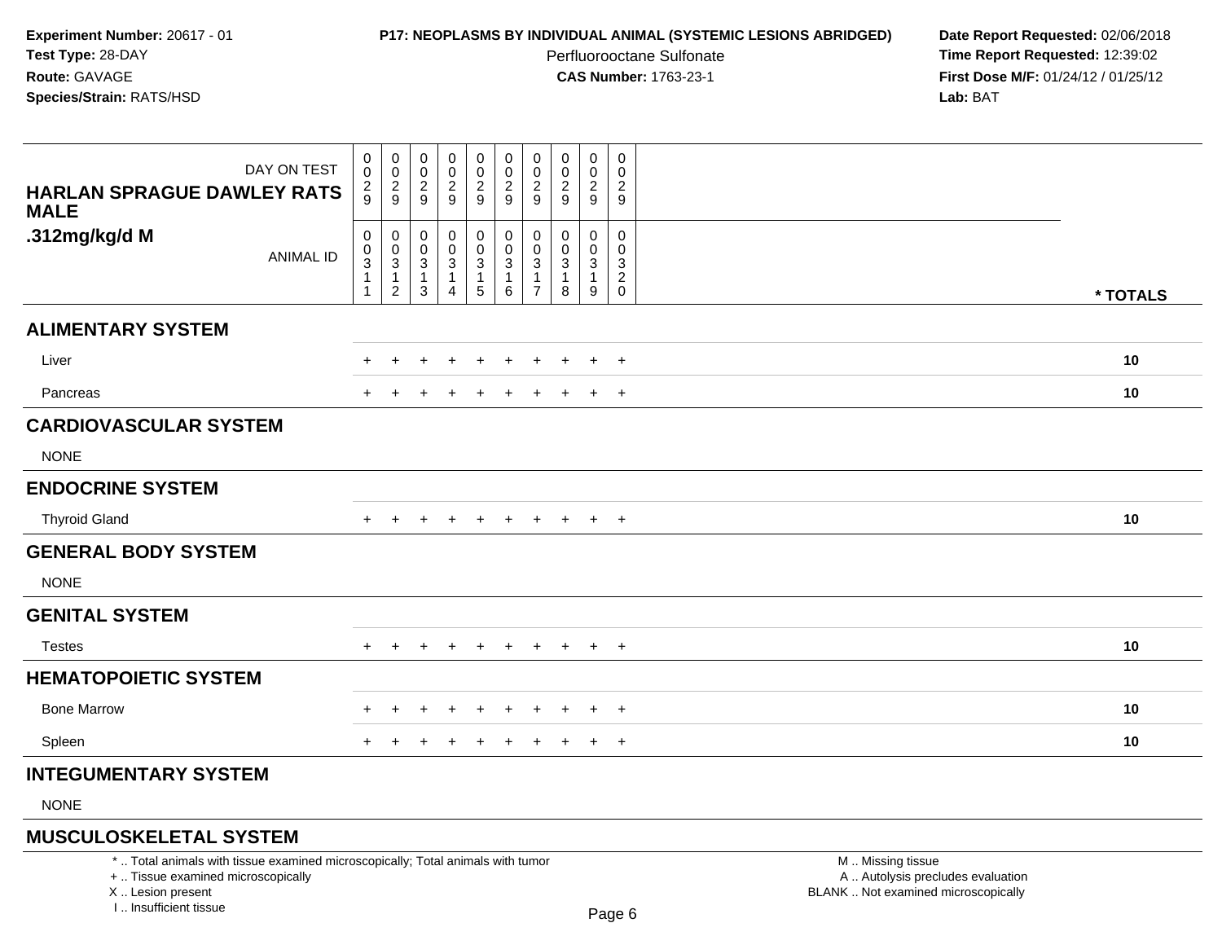**Experiment Number:** 20617 - 01
**Test Type:** 28-DAY
**Route:** GAVAGE
**Species/Strain:** RATS/HSD

**P17: NEOPLASMS BY INDIVIDUAL ANIMAL (SYSTEMIC LESIONS ABRIDGED)**
Perfluorooctane Sulfonate
**CAS Number:** 1763-23-1

**Date Report Requested:** 02/06/2018
**Time Report Requested:** 12:39:02
**First Dose M/F:** 01/24/12 / 01/25/12
**Lab:** BAT

| DAY ON TEST | 0029 | 0029 | 0029 | 0029 | 0029 | 0029 | 0029 | 0029 | 0029 | 0029 | |
|---|---|---|---|---|---|---|---|---|---|---|---|
| **HARLAN SPRAGUE DAWLEY RATS MALE .312mg/kg/d M** ANIMAL ID | 00311 | 00312 | 00313 | 00314 | 00315 | 00316 | 00317 | 00318 | 00319 | 00320 | *** TOTALS** |
| **ALIMENTARY SYSTEM** | | | | | | | | | | | |
| Liver | + | + | + | + | + | + | + | + | + | + | **10** |
| Pancreas | + | + | + | + | + | + | + | + | + | + | **10** |
| **CARDIOVASCULAR SYSTEM** | | | | | | | | | | | |
| NONE | | | | | | | | | | | |
| **ENDOCRINE SYSTEM** | | | | | | | | | | | |
| Thyroid Gland | + | + | + | + | + | + | + | + | + | + | **10** |
| **GENERAL BODY SYSTEM** | | | | | | | | | | | |
| NONE | | | | | | | | | | | |
| **GENITAL SYSTEM** | | | | | | | | | | | |
| Testes | + | + | + | + | + | + | + | + | + | + | **10** |
| **HEMATOPOIETIC SYSTEM** | | | | | | | | | | | |
| Bone Marrow | + | + | + | + | + | + | + | + | + | + | **10** |
| Spleen | + | + | + | + | + | + | + | + | + | + | **10** |
| **INTEGUMENTARY SYSTEM** | | | | | | | | | | | |
| NONE | | | | | | | | | | | |
| **MUSCULOSKELETAL SYSTEM** | | | | | | | | | | | |

* .. Total animals with tissue examined microscopically; Total animals with tumor
+ .. Tissue examined microscopically
X .. Lesion present
I .. Insufficient tissue

M .. Missing tissue
A .. Autolysis precludes evaluation
BLANK .. Not examined microscopically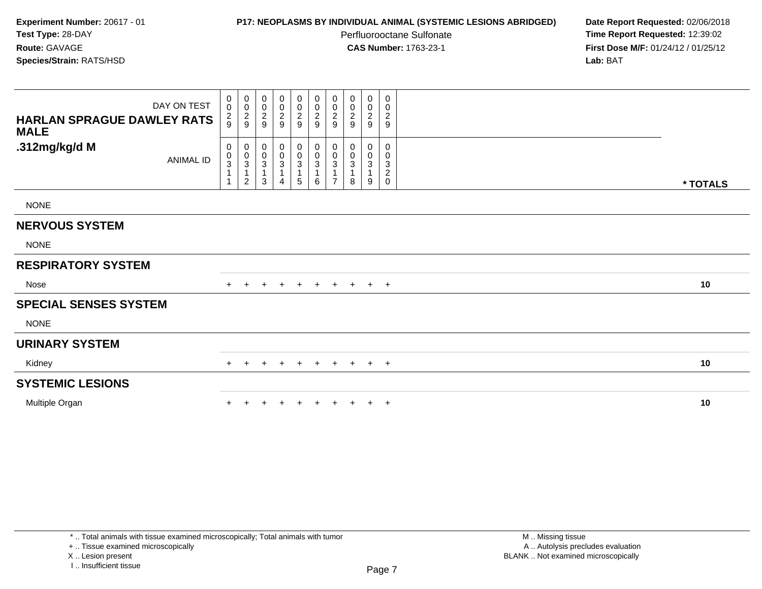**Experiment Number:** 20617 - 01
**Test Type:** 28-DAY
**Route:** GAVAGE
**Species/Strain:** RATS/HSD

**P17: NEOPLASMS BY INDIVIDUAL ANIMAL (SYSTEMIC LESIONS ABRIDGED)**
Perfluorooctane Sulfonate
**CAS Number:** 1763-23-1

**Date Report Requested:** 02/06/2018
**Time Report Requested:** 12:39:02
**First Dose M/F:** 01/24/12 / 01/25/12
**Lab:** BAT

| DAY ON TEST | 0029 | 0029 | 0029 | 0029 | 0029 | 0029 | 0029 | 0029 | 0029 | 0029 | |
|---|---|---|---|---|---|---|---|---|---|---|---|
| **HARLAN SPRAGUE DAWLEY RATS MALE .312mg/kg/d M** ANIMAL ID | 00311 | 00312 | 00313 | 00314 | 00315 | 00316 | 00317 | 00318 | 00319 | 00320 | *** TOTALS** |
| NONE | | | | | | | | | | | |
| **NERVOUS SYSTEM** | | | | | | | | | | | |
| NONE | | | | | | | | | | | |
| **RESPIRATORY SYSTEM** | | | | | | | | | | | |
| Nose | + | + | + | + | + | + | + | + | + | + | **10** |
| **SPECIAL SENSES SYSTEM** | | | | | | | | | | | |
| NONE | | | | | | | | | | | |
| **URINARY SYSTEM** | | | | | | | | | | | |
| Kidney | + | + | + | + | + | + | + | + | + | + | **10** |
| **SYSTEMIC LESIONS** | | | | | | | | | | | |
| Multiple Organ | + | + | + | + | + | + | + | + | + | + | **10** |

* .. Total animals with tissue examined microscopically; Total animals with tumor
+ .. Tissue examined microscopically
X .. Lesion present
I .. Insufficient tissue

M .. Missing tissue
A .. Autolysis precludes evaluation
BLANK .. Not examined microscopically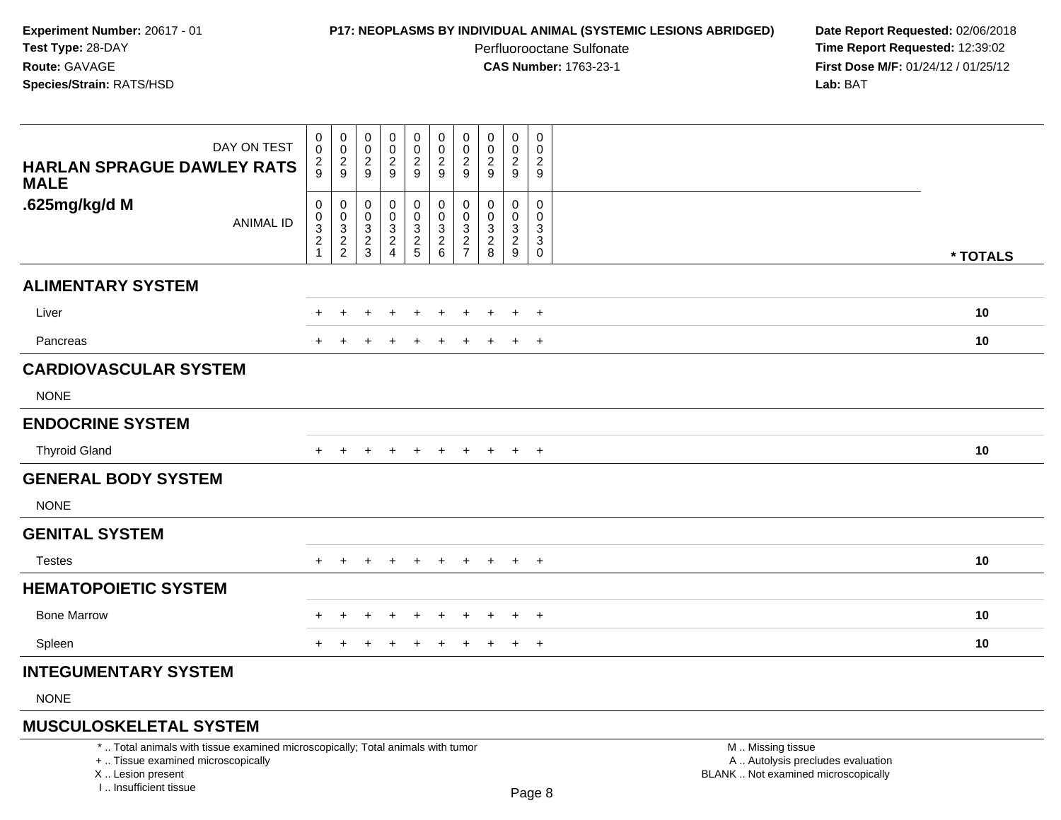**Experiment Number:** 20617 - 01
**Test Type:** 28-DAY
**Route:** GAVAGE
**Species/Strain:** RATS/HSD

**P17: NEOPLASMS BY INDIVIDUAL ANIMAL (SYSTEMIC LESIONS ABRIDGED)**
Perfluorooctane Sulfonate
**CAS Number:** 1763-23-1

**Date Report Requested:** 02/06/2018
**Time Report Requested:** 12:39:02
**First Dose M/F:** 01/24/12 / 01/25/12
**Lab:** BAT

| HARLAN SPRAGUE DAWLEY RATS MALE .625mg/kg/d M | | | | | | | | | | | |
|---|---|---|---|---|---|---|---|---|---|---|---|
| DAY ON TEST | 0029 | 0029 | 0029 | 0029 | 0029 | 0029 | 0029 | 0029 | 0029 | 0029 | |
| ANIMAL ID | 00321 | 00322 | 00323 | 00324 | 00325 | 00326 | 00327 | 00328 | 00329 | 00330 | * TOTALS |
| **ALIMENTARY SYSTEM** | | | | | | | | | | | |
| Liver | + | + | + | + | + | + | + | + | + | + | 10 |
| Pancreas | + | + | + | + | + | + | + | + | + | + | 10 |
| **CARDIOVASCULAR SYSTEM** | | | | | | | | | | | |
| NONE | | | | | | | | | | | |
| **ENDOCRINE SYSTEM** | | | | | | | | | | | |
| Thyroid Gland | + | + | + | + | + | + | + | + | + | + | 10 |
| **GENERAL BODY SYSTEM** | | | | | | | | | | | |
| NONE | | | | | | | | | | | |
| **GENITAL SYSTEM** | | | | | | | | | | | |
| Testes | + | + | + | + | + | + | + | + | + | + | 10 |
| **HEMATOPOIETIC SYSTEM** | | | | | | | | | | | |
| Bone Marrow | + | + | + | + | + | + | + | + | + | + | 10 |
| Spleen | + | + | + | + | + | + | + | + | + | + | 10 |
| **INTEGUMENTARY SYSTEM** | | | | | | | | | | | |
| NONE | | | | | | | | | | | |
| **MUSCULOSKELETAL SYSTEM** | | | | | | | | | | | |

* .. Total animals with tissue examined microscopically; Total animals with tumor
+ .. Tissue examined microscopically
X .. Lesion present
I .. Insufficient tissue

M .. Missing tissue
A .. Autolysis precludes evaluation
BLANK .. Not examined microscopically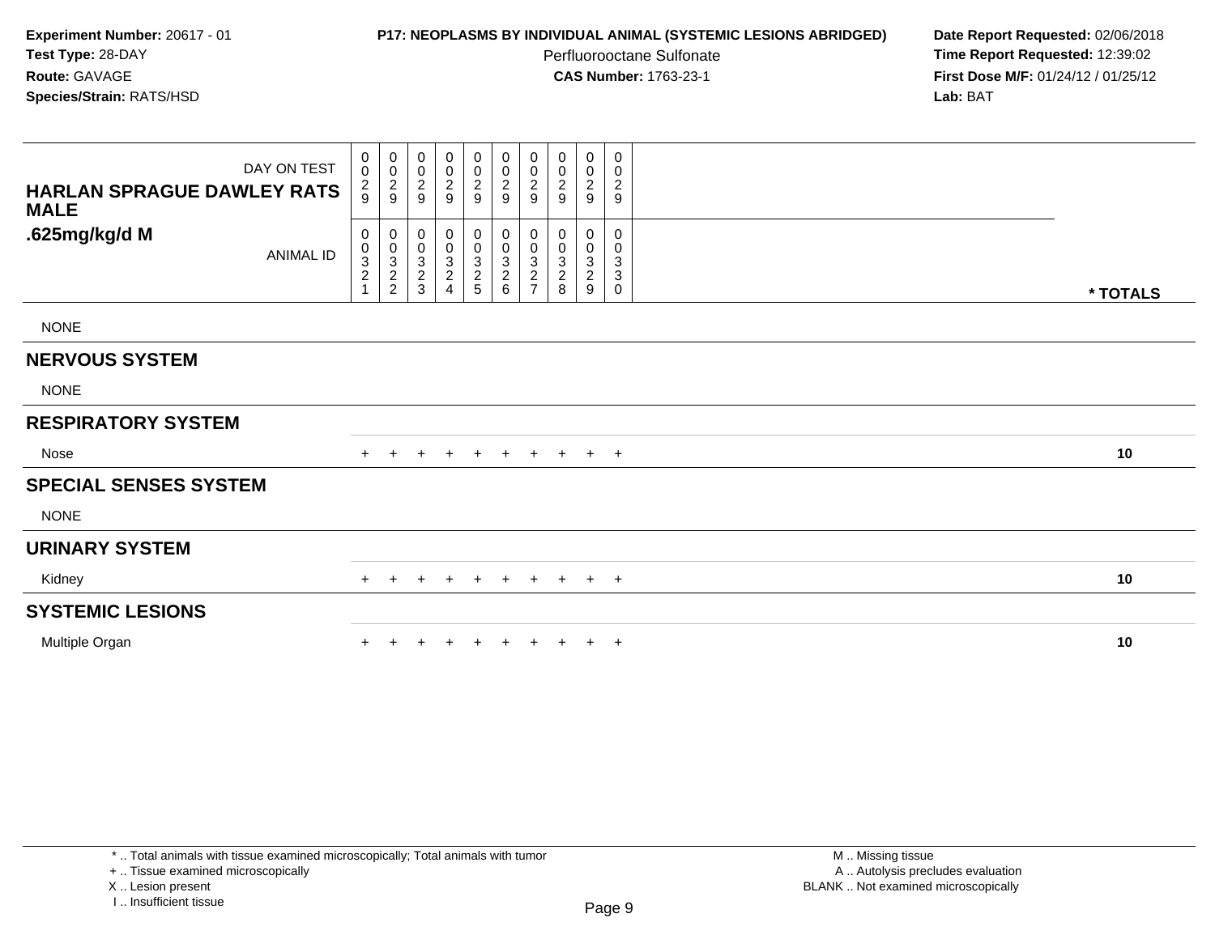**Experiment Number:** 20617 - 01
**Test Type:** 28-DAY
**Route:** GAVAGE
**Species/Strain:** RATS/HSD

**P17: NEOPLASMS BY INDIVIDUAL ANIMAL (SYSTEMIC LESIONS ABRIDGED)**
Perfluorooctane Sulfonate
**CAS Number:** 1763-23-1

**Date Report Requested:** 02/06/2018
**Time Report Requested:** 12:39:02
**First Dose M/F:** 01/24/12 / 01/25/12
**Lab:** BAT

| **HARLAN SPRAGUE DAWLEY RATS MALE .625mg/kg/d M** | | | | | | | | | | | |
|---|---|---|---|---|---|---|---|---|---|---|---|
| DAY ON TEST | 0029 | 0029 | 0029 | 0029 | 0029 | 0029 | 0029 | 0029 | 0029 | 0029 | |
| ANIMAL ID | 00321 | 00322 | 00323 | 00324 | 00325 | 00326 | 00327 | 00328 | 00329 | 00330 | **\* TOTALS** |
| NONE | | | | | | | | | | | |
| **NERVOUS SYSTEM** | | | | | | | | | | | |
| NONE | | | | | | | | | | | |
| **RESPIRATORY SYSTEM** | | | | | | | | | | | |
| Nose | + | + | + | + | + | + | + | + | + | + | **10** |
| **SPECIAL SENSES SYSTEM** | | | | | | | | | | | |
| NONE | | | | | | | | | | | |
| **URINARY SYSTEM** | | | | | | | | | | | |
| Kidney | + | + | + | + | + | + | + | + | + | + | **10** |
| **SYSTEMIC LESIONS** | | | | | | | | | | | |
| Multiple Organ | + | + | + | + | + | + | + | + | + | + | **10** |

\* .. Total animals with tissue examined microscopically; Total animals with tumor
\+ .. Tissue examined microscopically
X .. Lesion present
I .. Insufficient tissue

M .. Missing tissue
A .. Autolysis precludes evaluation
BLANK .. Not examined microscopically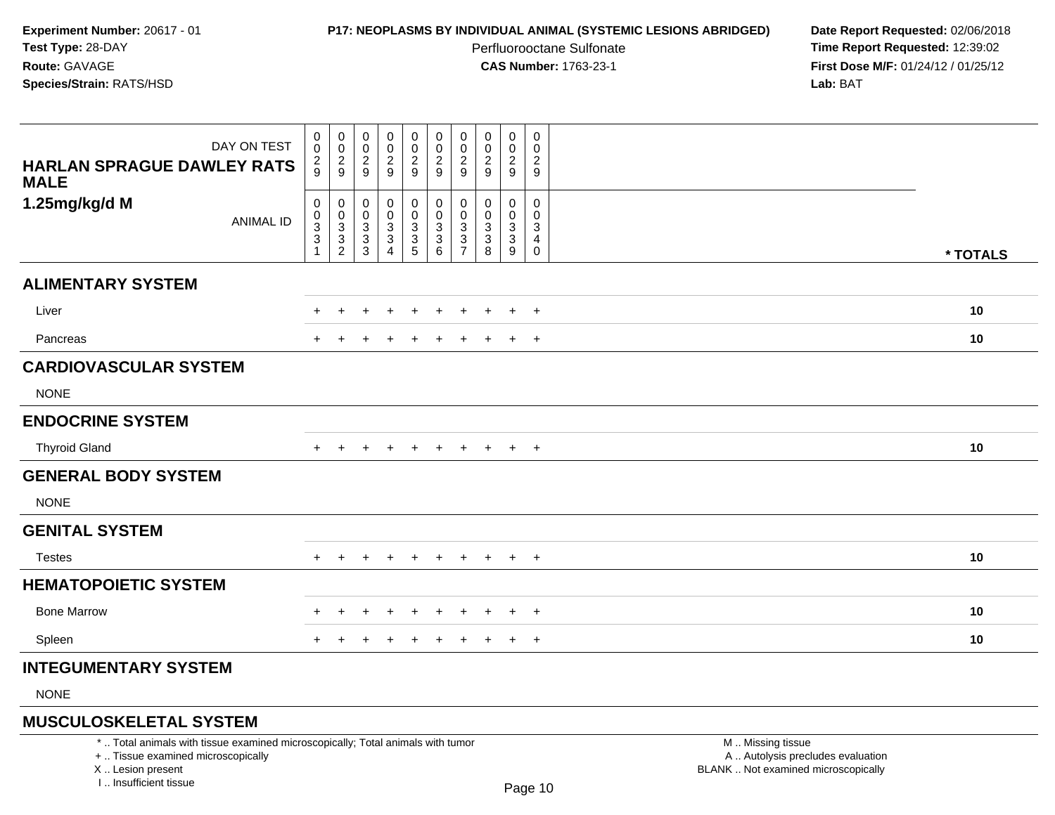**Experiment Number:** 20617 - 01
**Test Type:** 28-DAY
**Route:** GAVAGE
**Species/Strain:** RATS/HSD

**P17: NEOPLASMS BY INDIVIDUAL ANIMAL (SYSTEMIC LESIONS ABRIDGED)**
Perfluorooctane Sulfonate
**CAS Number:** 1763-23-1

**Date Report Requested:** 02/06/2018
**Time Report Requested:** 12:39:02
**First Dose M/F:** 01/24/12 / 01/25/12
**Lab:** BAT

| HARLAN SPRAGUE DAWLEY RATS MALE 1.25mg/kg/d M — DAY ON TEST | 0029 | 0029 | 0029 | 0029 | 0029 | 0029 | 0029 | 0029 | 0029 | 0029 | |
|---|---|---|---|---|---|---|---|---|---|---|---|
| ANIMAL ID | 00331 | 00332 | 00333 | 00334 | 00335 | 00336 | 00337 | 00338 | 00339 | 00340 | * TOTALS |
| **ALIMENTARY SYSTEM** | | | | | | | | | | | |
| Liver | + | + | + | + | + | + | + | + | + | + | 10 |
| Pancreas | + | + | + | + | + | + | + | + | + | + | 10 |
| **CARDIOVASCULAR SYSTEM** | | | | | | | | | | | |
| NONE | | | | | | | | | | | |
| **ENDOCRINE SYSTEM** | | | | | | | | | | | |
| Thyroid Gland | + | + | + | + | + | + | + | + | + | + | 10 |
| **GENERAL BODY SYSTEM** | | | | | | | | | | | |
| NONE | | | | | | | | | | | |
| **GENITAL SYSTEM** | | | | | | | | | | | |
| Testes | + | + | + | + | + | + | + | + | + | + | 10 |
| **HEMATOPOIETIC SYSTEM** | | | | | | | | | | | |
| Bone Marrow | + | + | + | + | + | + | + | + | + | + | 10 |
| Spleen | + | + | + | + | + | + | + | + | + | + | 10 |
| **INTEGUMENTARY SYSTEM** | | | | | | | | | | | |
| NONE | | | | | | | | | | | |
| **MUSCULOSKELETAL SYSTEM** | | | | | | | | | | | |

\* .. Total animals with tissue examined microscopically; Total animals with tumor
\+ .. Tissue examined microscopically
X .. Lesion present
I .. Insufficient tissue

M .. Missing tissue
A .. Autolysis precludes evaluation
BLANK .. Not examined microscopically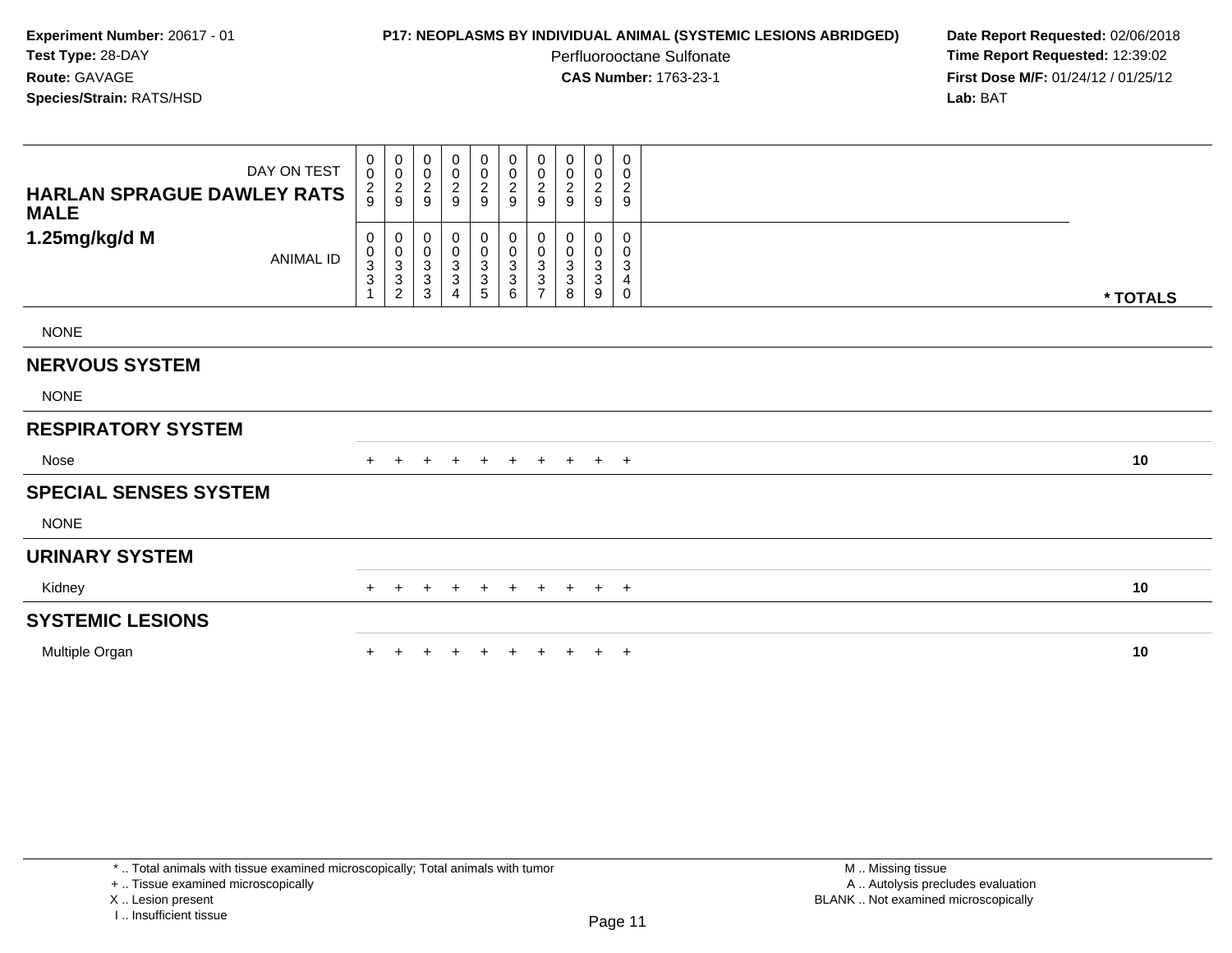**Experiment Number:** 20617 - 01
**Test Type:** 28-DAY
**Route:** GAVAGE
**Species/Strain:** RATS/HSD

**P17: NEOPLASMS BY INDIVIDUAL ANIMAL (SYSTEMIC LESIONS ABRIDGED)**
Perfluorooctane Sulfonate
**CAS Number:** 1763-23-1

**Date Report Requested:** 02/06/2018
**Time Report Requested:** 12:39:02
**First Dose M/F:** 01/24/12 / 01/25/12
**Lab:** BAT

| HARLAN SPRAGUE DAWLEY RATS MALE 1.25mg/kg/d M | | | | | | | | | | | |
|---|---|---|---|---|---|---|---|---|---|---|---|
| DAY ON TEST | 0029 | 0029 | 0029 | 0029 | 0029 | 0029 | 0029 | 0029 | 0029 | 0029 | |
| ANIMAL ID | 00331 | 00332 | 00333 | 00334 | 00335 | 00336 | 00337 | 00338 | 00339 | 00340 | * TOTALS |
| NONE | | | | | | | | | | | |
| **NERVOUS SYSTEM** | | | | | | | | | | | |
| NONE | | | | | | | | | | | |
| **RESPIRATORY SYSTEM** | | | | | | | | | | | |
| Nose | + | + | + | + | + | + | + | + | + | + | 10 |
| **SPECIAL SENSES SYSTEM** | | | | | | | | | | | |
| NONE | | | | | | | | | | | |
| **URINARY SYSTEM** | | | | | | | | | | | |
| Kidney | + | + | + | + | + | + | + | + | + | + | 10 |
| **SYSTEMIC LESIONS** | | | | | | | | | | | |
| Multiple Organ | + | + | + | + | + | + | + | + | + | + | 10 |

* .. Total animals with tissue examined microscopically; Total animals with tumor
+ .. Tissue examined microscopically
X .. Lesion present
I .. Insufficient tissue

M .. Missing tissue
A .. Autolysis precludes evaluation
BLANK .. Not examined microscopically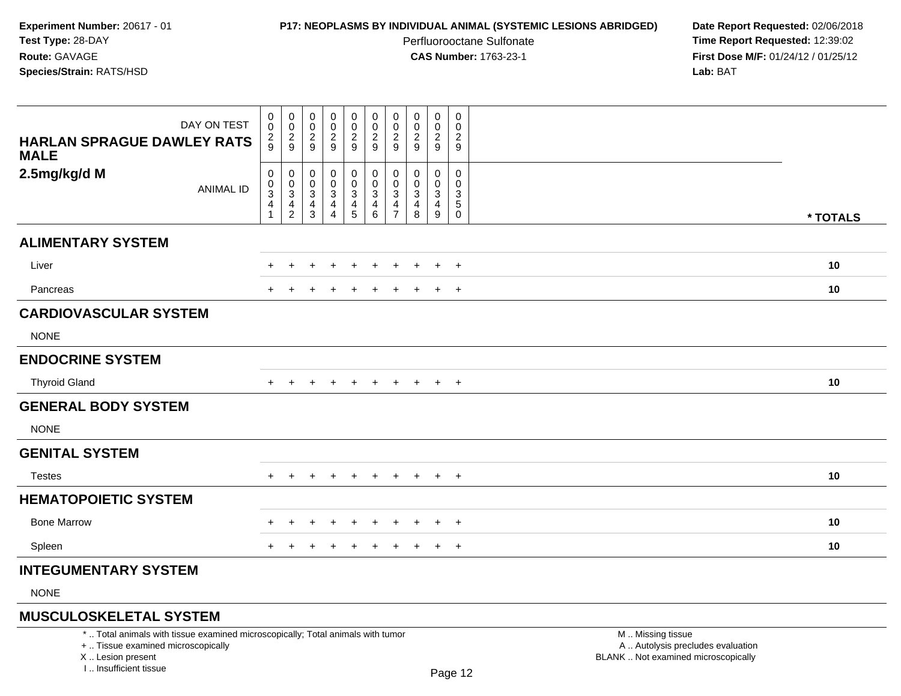**Experiment Number:** 20617 - 01
**Test Type:** 28-DAY
**Route:** GAVAGE
**Species/Strain:** RATS/HSD

**P17: NEOPLASMS BY INDIVIDUAL ANIMAL (SYSTEMIC LESIONS ABRIDGED)**
Perfluorooctane Sulfonate
**CAS Number:** 1763-23-1

**Date Report Requested:** 02/06/2018
**Time Report Requested:** 12:39:02
**First Dose M/F:** 01/24/12 / 01/25/12
**Lab:** BAT

| HARLAN SPRAGUE DAWLEY RATS MALE 2.5mg/kg/d M | | | | | | | | | | | |
|---|---|---|---|---|---|---|---|---|---|---|---|
| DAY ON TEST | 0029 | 0029 | 0029 | 0029 | 0029 | 0029 | 0029 | 0029 | 0029 | 0029 | |
| ANIMAL ID | 00341 | 00342 | 00343 | 00344 | 00345 | 00346 | 00347 | 00348 | 00349 | 00350 | * TOTALS |
| **ALIMENTARY SYSTEM** | | | | | | | | | | | |
| Liver | + | + | + | + | + | + | + | + | + | + | 10 |
| Pancreas | + | + | + | + | + | + | + | + | + | + | 10 |
| **CARDIOVASCULAR SYSTEM** | | | | | | | | | | | |
| NONE | | | | | | | | | | | |
| **ENDOCRINE SYSTEM** | | | | | | | | | | | |
| Thyroid Gland | + | + | + | + | + | + | + | + | + | + | 10 |
| **GENERAL BODY SYSTEM** | | | | | | | | | | | |
| NONE | | | | | | | | | | | |
| **GENITAL SYSTEM** | | | | | | | | | | | |
| Testes | + | + | + | + | + | + | + | + | + | + | 10 |
| **HEMATOPOIETIC SYSTEM** | | | | | | | | | | | |
| Bone Marrow | + | + | + | + | + | + | + | + | + | + | 10 |
| Spleen | + | + | + | + | + | + | + | + | + | + | 10 |
| **INTEGUMENTARY SYSTEM** | | | | | | | | | | | |
| NONE | | | | | | | | | | | |
| **MUSCULOSKELETAL SYSTEM** | | | | | | | | | | | |

* .. Total animals with tissue examined microscopically; Total animals with tumor
+ .. Tissue examined microscopically
X .. Lesion present
I .. Insufficient tissue

M .. Missing tissue
A .. Autolysis precludes evaluation
BLANK .. Not examined microscopically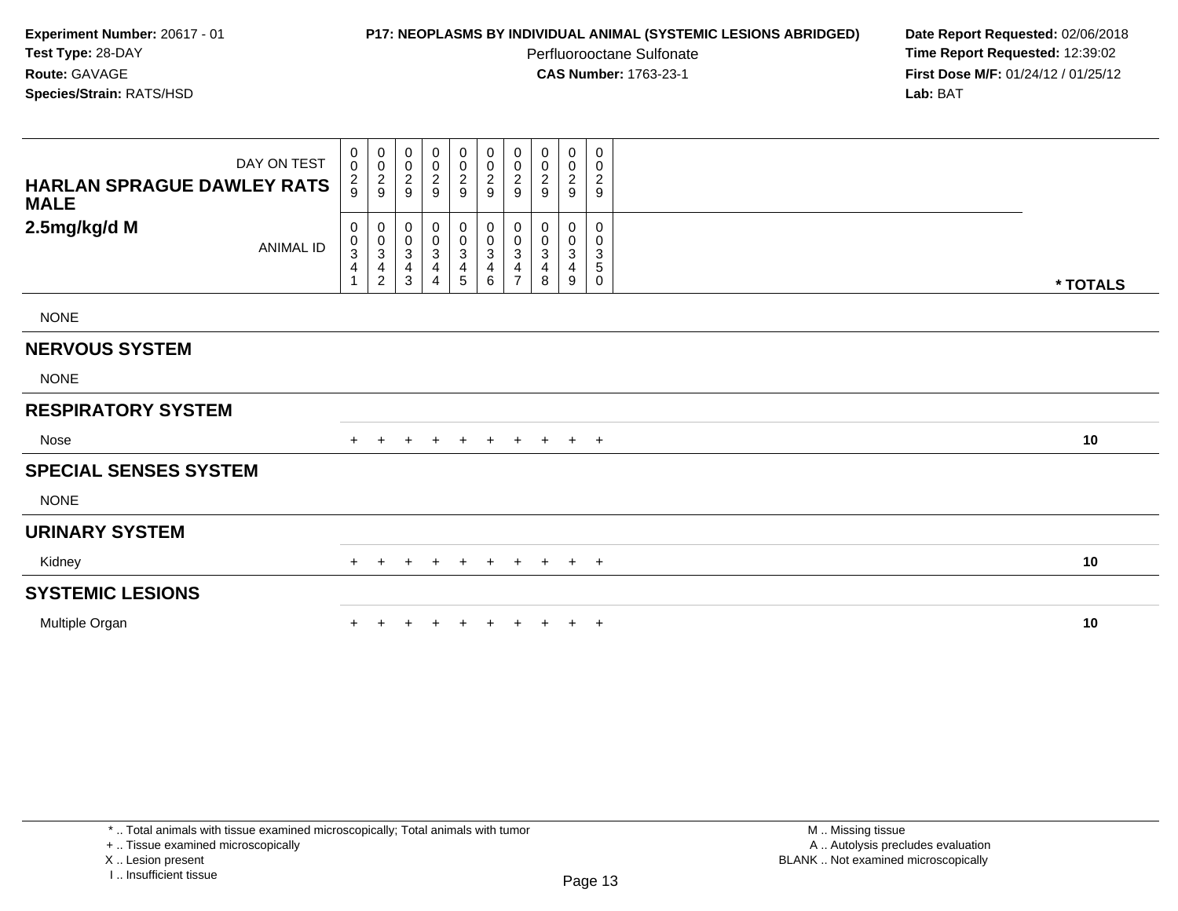**Experiment Number:** 20617 - 01
**Test Type:** 28-DAY
**Route:** GAVAGE
**Species/Strain:** RATS/HSD

**P17: NEOPLASMS BY INDIVIDUAL ANIMAL (SYSTEMIC LESIONS ABRIDGED)**
Perfluorooctane Sulfonate
**CAS Number:** 1763-23-1

**Date Report Requested:** 02/06/2018
**Time Report Requested:** 12:39:02
**First Dose M/F:** 01/24/12 / 01/25/12
**Lab:** BAT

| HARLAN SPRAGUE DAWLEY RATS MALE 2.5mg/kg/d M | | | | | | | | | | | |
|---|---|---|---|---|---|---|---|---|---|---|---|
| DAY ON TEST | 0029 | 0029 | 0029 | 0029 | 0029 | 0029 | 0029 | 0029 | 0029 | 0029 | |
| ANIMAL ID | 00341 | 00342 | 00343 | 00344 | 00345 | 00346 | 00347 | 00348 | 00349 | 00350 | * TOTALS |
| NONE | | | | | | | | | | | |
| **NERVOUS SYSTEM** | | | | | | | | | | | |
| NONE | | | | | | | | | | | |
| **RESPIRATORY SYSTEM** | | | | | | | | | | | |
| Nose | + | + | + | + | + | + | + | + | + | + | 10 |
| **SPECIAL SENSES SYSTEM** | | | | | | | | | | | |
| NONE | | | | | | | | | | | |
| **URINARY SYSTEM** | | | | | | | | | | | |
| Kidney | + | + | + | + | + | + | + | + | + | + | 10 |
| **SYSTEMIC LESIONS** | | | | | | | | | | | |
| Multiple Organ | + | + | + | + | + | + | + | + | + | + | 10 |

\* .. Total animals with tissue examined microscopically; Total animals with tumor
\+ .. Tissue examined microscopically
X .. Lesion present
I .. Insufficient tissue

M .. Missing tissue
A .. Autolysis precludes evaluation
BLANK .. Not examined microscopically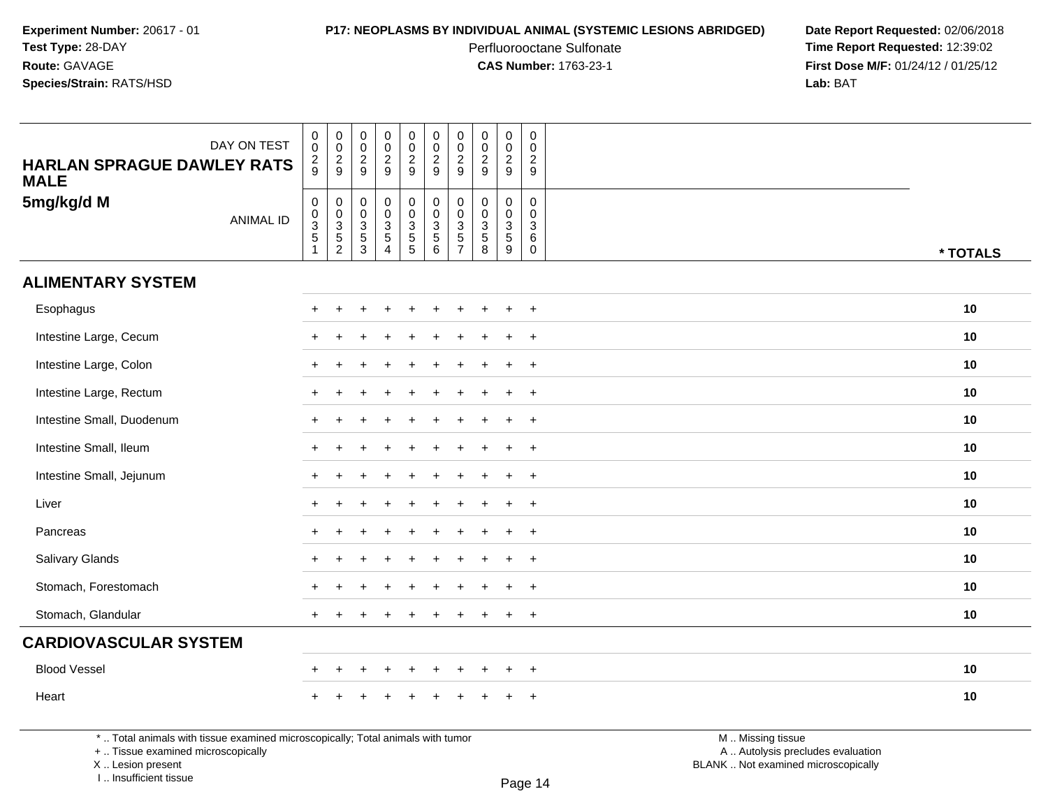**Experiment Number:** 20617 - 01
**Test Type:** 28-DAY
**Route:** GAVAGE
**Species/Strain:** RATS/HSD

**P17: NEOPLASMS BY INDIVIDUAL ANIMAL (SYSTEMIC LESIONS ABRIDGED)**
Perfluorooctane Sulfonate
**CAS Number:** 1763-23-1

**Date Report Requested:** 02/06/2018
**Time Report Requested:** 12:39:02
**First Dose M/F:** 01/24/12 / 01/25/12
**Lab:** BAT

| HARLAN SPRAGUE DAWLEY RATS MALE 5mg/kg/d M | | | | | | | | | | | |
|---|---|---|---|---|---|---|---|---|---|---|---|
| DAY ON TEST | 0029 | 0029 | 0029 | 0029 | 0029 | 0029 | 0029 | 0029 | 0029 | 0029 | |
| ANIMAL ID | 00351 | 00352 | 00353 | 00354 | 00355 | 00356 | 00357 | 00358 | 00359 | 00360 | * TOTALS |
| **ALIMENTARY SYSTEM** | | | | | | | | | | | |
| Esophagus | + | + | + | + | + | + | + | + | + | + | 10 |
| Intestine Large, Cecum | + | + | + | + | + | + | + | + | + | + | 10 |
| Intestine Large, Colon | + | + | + | + | + | + | + | + | + | + | 10 |
| Intestine Large, Rectum | + | + | + | + | + | + | + | + | + | + | 10 |
| Intestine Small, Duodenum | + | + | + | + | + | + | + | + | + | + | 10 |
| Intestine Small, Ileum | + | + | + | + | + | + | + | + | + | + | 10 |
| Intestine Small, Jejunum | + | + | + | + | + | + | + | + | + | + | 10 |
| Liver | + | + | + | + | + | + | + | + | + | + | 10 |
| Pancreas | + | + | + | + | + | + | + | + | + | + | 10 |
| Salivary Glands | + | + | + | + | + | + | + | + | + | + | 10 |
| Stomach, Forestomach | + | + | + | + | + | + | + | + | + | + | 10 |
| Stomach, Glandular | + | + | + | + | + | + | + | + | + | + | 10 |
| **CARDIOVASCULAR SYSTEM** | | | | | | | | | | | |
| Blood Vessel | + | + | + | + | + | + | + | + | + | + | 10 |
| Heart | + | + | + | + | + | + | + | + | + | + | 10 |

\* .. Total animals with tissue examined microscopically; Total animals with tumor
\+ .. Tissue examined microscopically
X .. Lesion present
I .. Insufficient tissue

M .. Missing tissue
A .. Autolysis precludes evaluation
BLANK .. Not examined microscopically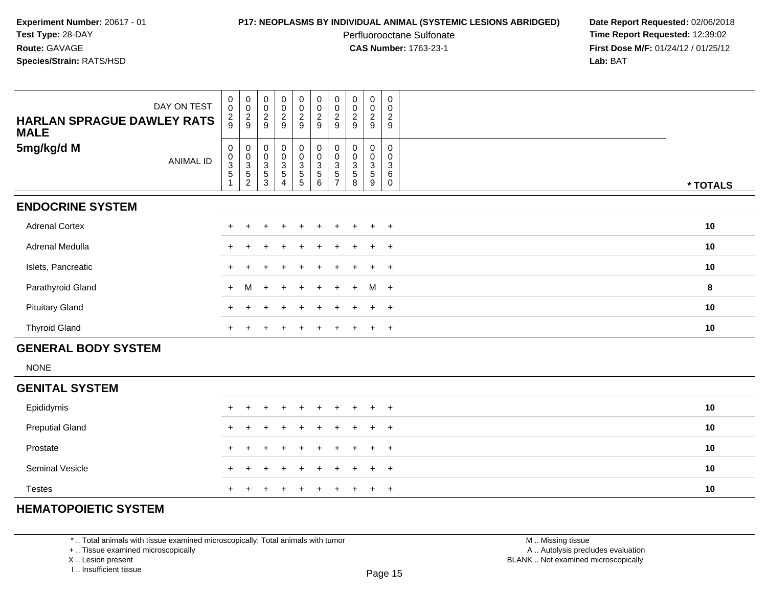**Experiment Number:** 20617 - 01
**Test Type:** 28-DAY
**Route:** GAVAGE
**Species/Strain:** RATS/HSD

**P17: NEOPLASMS BY INDIVIDUAL ANIMAL (SYSTEMIC LESIONS ABRIDGED)**
Perfluorooctane Sulfonate
**CAS Number:** 1763-23-1

**Date Report Requested:** 02/06/2018
**Time Report Requested:** 12:39:02
**First Dose M/F:** 01/24/12 / 01/25/12
**Lab:** BAT

| DAY ON TEST | 0029 | 0029 | 0029 | 0029 | 0029 | 0029 | 0029 | 0029 | 0029 | 0029 | |
|---|---|---|---|---|---|---|---|---|---|---|---|
| **HARLAN SPRAGUE DAWLEY RATS MALE** | | | | | | | | | | | |
| **5mg/kg/d M** ANIMAL ID | 00351 | 00352 | 00353 | 00354 | 00355 | 00356 | 00357 | 00358 | 00359 | 00360 | *** TOTALS** |
| **ENDOCRINE SYSTEM** | | | | | | | | | | | |
| Adrenal Cortex | + | + | + | + | + | + | + | + | + | + | **10** |
| Adrenal Medulla | + | + | + | + | + | + | + | + | + | + | **10** |
| Islets, Pancreatic | + | + | + | + | + | + | + | + | + | + | **10** |
| Parathyroid Gland | + | M | + | + | + | + | + | + | M | + | **8** |
| Pituitary Gland | + | + | + | + | + | + | + | + | + | + | **10** |
| Thyroid Gland | + | + | + | + | + | + | + | + | + | + | **10** |
| **GENERAL BODY SYSTEM** | | | | | | | | | | | |
| NONE | | | | | | | | | | | |
| **GENITAL SYSTEM** | | | | | | | | | | | |
| Epididymis | + | + | + | + | + | + | + | + | + | + | **10** |
| Preputial Gland | + | + | + | + | + | + | + | + | + | + | **10** |
| Prostate | + | + | + | + | + | + | + | + | + | + | **10** |
| Seminal Vesicle | + | + | + | + | + | + | + | + | + | + | **10** |
| Testes | + | + | + | + | + | + | + | + | + | + | **10** |
| **HEMATOPOIETIC SYSTEM** | | | | | | | | | | | |

* .. Total animals with tissue examined microscopically; Total animals with tumor
+ .. Tissue examined microscopically
X .. Lesion present
I .. Insufficient tissue

M .. Missing tissue
A .. Autolysis precludes evaluation
BLANK .. Not examined microscopically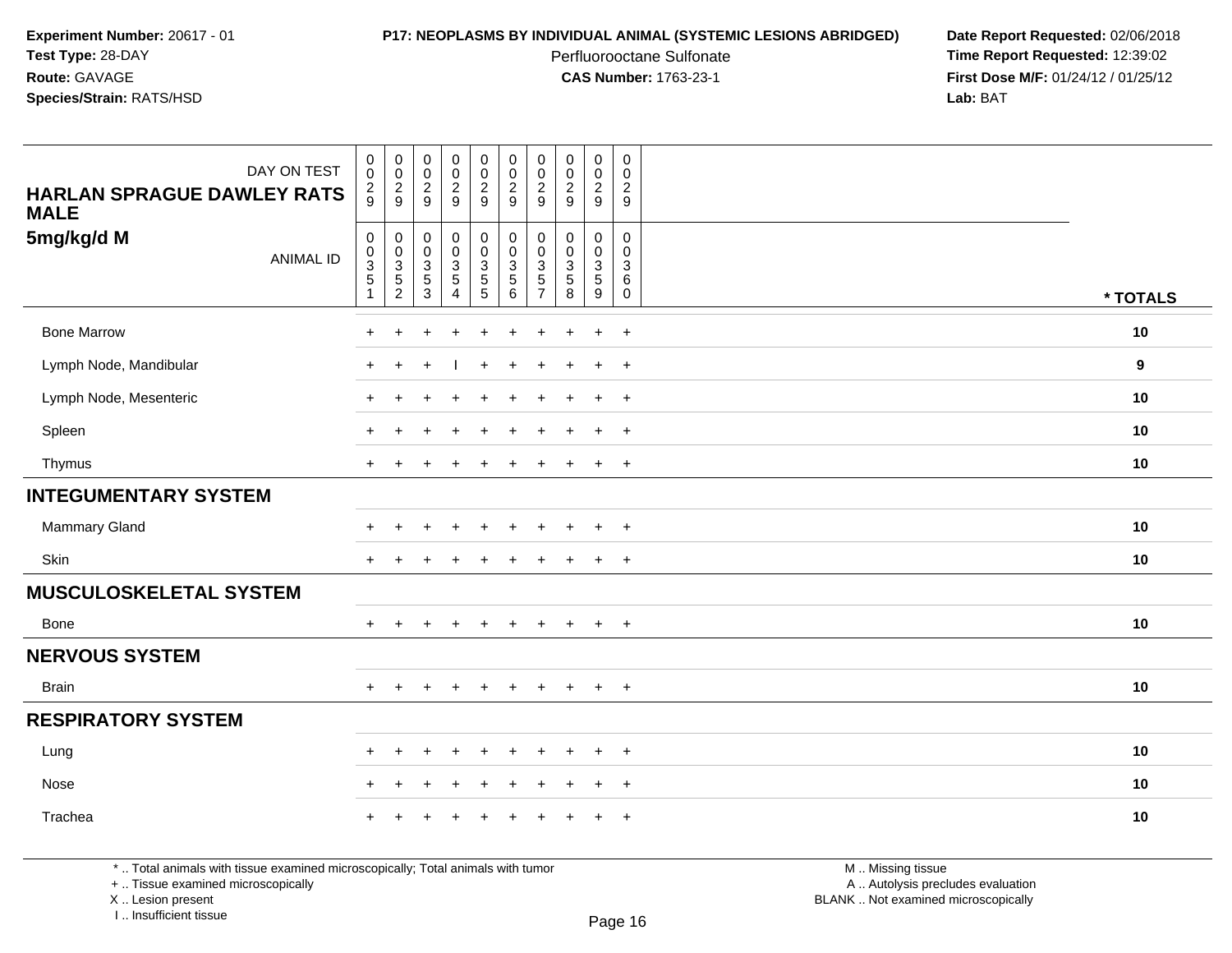Experiment Number: 20617 - 01
Test Type: 28-DAY
Route: GAVAGE
Species/Strain: RATS/HSD

**P17: NEOPLASMS BY INDIVIDUAL ANIMAL (SYSTEMIC LESIONS ABRIDGED)**
Perfluorooctane Sulfonate
**CAS Number:** 1763-23-1

Date Report Requested: 02/06/2018
Time Report Requested: 12:39:02
First Dose M/F: 01/24/12 / 01/25/12
Lab: BAT

| HARLAN SPRAGUE DAWLEY RATS MALE 5mg/kg/d M | | | | | | | | | | | |
|---|---|---|---|---|---|---|---|---|---|---|---|
| DAY ON TEST | 0029 | 0029 | 0029 | 0029 | 0029 | 0029 | 0029 | 0029 | 0029 | 0029 | |
| ANIMAL ID | 00351 | 00352 | 00353 | 00354 | 00355 | 00356 | 00357 | 00358 | 00359 | 00360 | * TOTALS |
| Bone Marrow | + | + | + | + | + | + | + | + | + | + | 10 |
| Lymph Node, Mandibular | + | + | + | I | + | + | + | + | + | + | 9 |
| Lymph Node, Mesenteric | + | + | + | + | + | + | + | + | + | + | 10 |
| Spleen | + | + | + | + | + | + | + | + | + | + | 10 |
| Thymus | + | + | + | + | + | + | + | + | + | + | 10 |
| **INTEGUMENTARY SYSTEM** | | | | | | | | | | | |
| Mammary Gland | + | + | + | + | + | + | + | + | + | + | 10 |
| Skin | + | + | + | + | + | + | + | + | + | + | 10 |
| **MUSCULOSKELETAL SYSTEM** | | | | | | | | | | | |
| Bone | + | + | + | + | + | + | + | + | + | + | 10 |
| **NERVOUS SYSTEM** | | | | | | | | | | | |
| Brain | + | + | + | + | + | + | + | + | + | + | 10 |
| **RESPIRATORY SYSTEM** | | | | | | | | | | | |
| Lung | + | + | + | + | + | + | + | + | + | + | 10 |
| Nose | + | + | + | + | + | + | + | + | + | + | 10 |
| Trachea | + | + | + | + | + | + | + | + | + | + | 10 |

* .. Total animals with tissue examined microscopically; Total animals with tumor
+ .. Tissue examined microscopically
X .. Lesion present
I .. Insufficient tissue

M .. Missing tissue
A .. Autolysis precludes evaluation
BLANK .. Not examined microscopically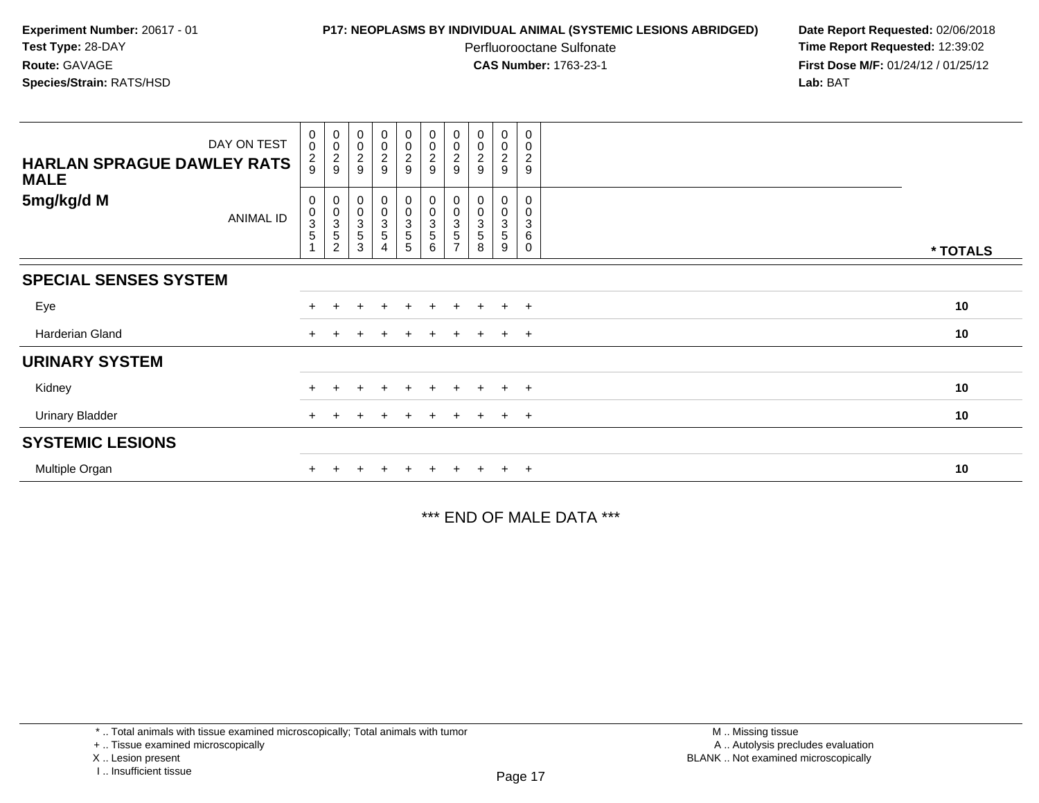**Experiment Number:** 20617 - 01
**Test Type:** 28-DAY
**Route:** GAVAGE
**Species/Strain:** RATS/HSD

**P17: NEOPLASMS BY INDIVIDUAL ANIMAL (SYSTEMIC LESIONS ABRIDGED)**
Perfluorooctane Sulfonate
**CAS Number:** 1763-23-1

**Date Report Requested:** 02/06/2018
**Time Report Requested:** 12:39:02
**First Dose M/F:** 01/24/12 / 01/25/12
**Lab:** BAT

| HARLAN SPRAGUE DAWLEY RATS MALE 5mg/kg/d M | | | | | | | | | | | |
|---|---|---|---|---|---|---|---|---|---|---|---|
| DAY ON TEST | 0029 | 0029 | 0029 | 0029 | 0029 | 0029 | 0029 | 0029 | 0029 | 0029 | |
| ANIMAL ID | 00351 | 00352 | 00353 | 00354 | 00355 | 00356 | 00357 | 00358 | 00359 | 00360 | * TOTALS |
| **SPECIAL SENSES SYSTEM** | | | | | | | | | | | |
| Eye | + | + | + | + | + | + | + | + | + | + | 10 |
| Harderian Gland | + | + | + | + | + | + | + | + | + | + | 10 |
| **URINARY SYSTEM** | | | | | | | | | | | |
| Kidney | + | + | + | + | + | + | + | + | + | + | 10 |
| Urinary Bladder | + | + | + | + | + | + | + | + | + | + | 10 |
| **SYSTEMIC LESIONS** | | | | | | | | | | | |
| Multiple Organ | + | + | + | + | + | + | + | + | + | + | 10 |

*** END OF MALE DATA ***

* .. Total animals with tissue examined microscopically; Total animals with tumor
+ .. Tissue examined microscopically
X .. Lesion present
I .. Insufficient tissue

M .. Missing tissue
A .. Autolysis precludes evaluation
BLANK .. Not examined microscopically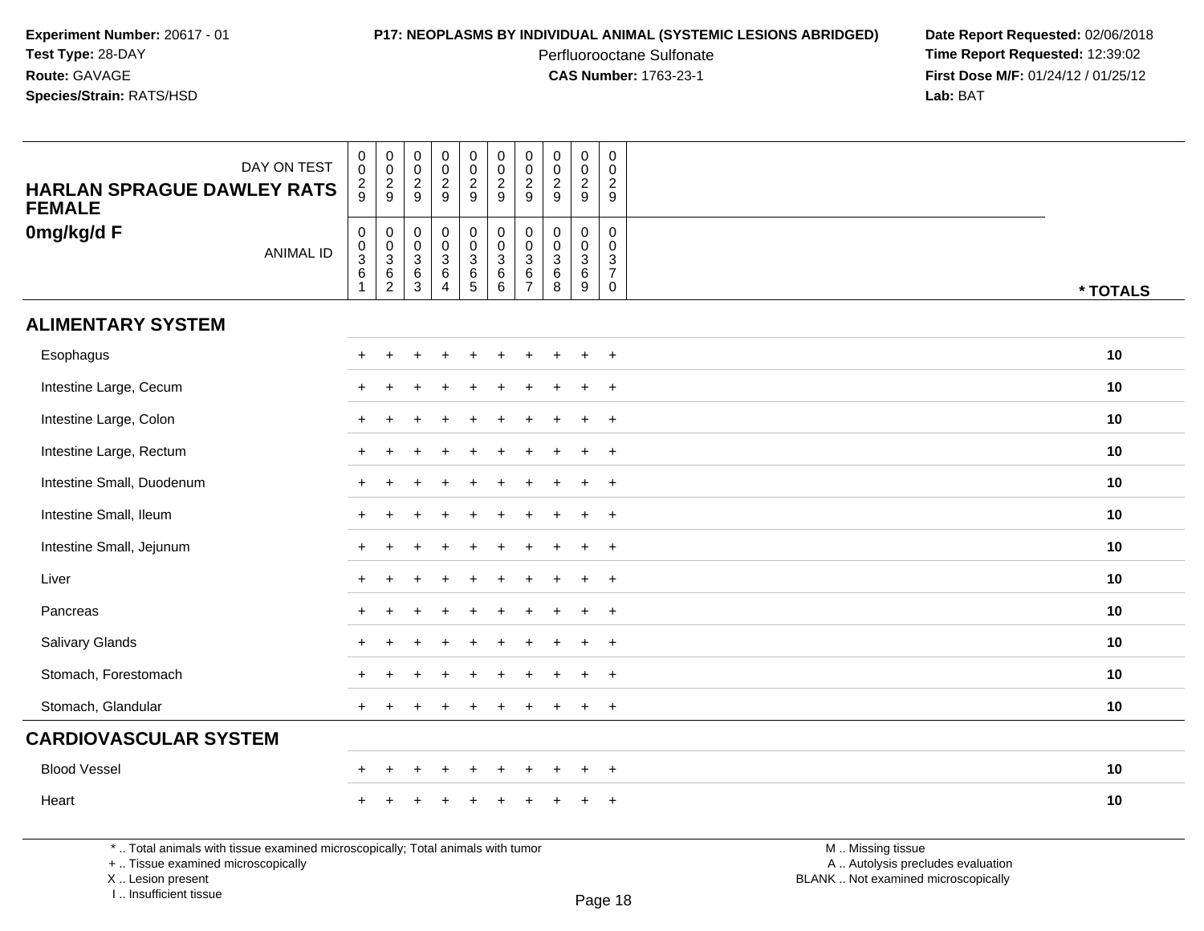**Experiment Number:** 20617 - 01
**Test Type:** 28-DAY
**Route:** GAVAGE
**Species/Strain:** RATS/HSD

**P17: NEOPLASMS BY INDIVIDUAL ANIMAL (SYSTEMIC LESIONS ABRIDGED)**
Perfluorooctane Sulfonate
**CAS Number:** 1763-23-1

**Date Report Requested:** 02/06/2018
**Time Report Requested:** 12:39:02
**First Dose M/F:** 01/24/12 / 01/25/12
**Lab:** BAT

| HARLAN SPRAGUE DAWLEY RATS FEMALE 0mg/kg/d F | | | | | | | | | | | |
|---|---|---|---|---|---|---|---|---|---|---|---|
| DAY ON TEST | 0029 | 0029 | 0029 | 0029 | 0029 | 0029 | 0029 | 0029 | 0029 | 0029 | |
| ANIMAL ID | 00361 | 00362 | 00363 | 00364 | 00365 | 00366 | 00367 | 00368 | 00369 | 00370 | * TOTALS |
| **ALIMENTARY SYSTEM** | | | | | | | | | | | |
| Esophagus | + | + | + | + | + | + | + | + | + | + | 10 |
| Intestine Large, Cecum | + | + | + | + | + | + | + | + | + | + | 10 |
| Intestine Large, Colon | + | + | + | + | + | + | + | + | + | + | 10 |
| Intestine Large, Rectum | + | + | + | + | + | + | + | + | + | + | 10 |
| Intestine Small, Duodenum | + | + | + | + | + | + | + | + | + | + | 10 |
| Intestine Small, Ileum | + | + | + | + | + | + | + | + | + | + | 10 |
| Intestine Small, Jejunum | + | + | + | + | + | + | + | + | + | + | 10 |
| Liver | + | + | + | + | + | + | + | + | + | + | 10 |
| Pancreas | + | + | + | + | + | + | + | + | + | + | 10 |
| Salivary Glands | + | + | + | + | + | + | + | + | + | + | 10 |
| Stomach, Forestomach | + | + | + | + | + | + | + | + | + | + | 10 |
| Stomach, Glandular | + | + | + | + | + | + | + | + | + | + | 10 |
| **CARDIOVASCULAR SYSTEM** | | | | | | | | | | | |
| Blood Vessel | + | + | + | + | + | + | + | + | + | + | 10 |
| Heart | + | + | + | + | + | + | + | + | + | + | 10 |

* .. Total animals with tissue examined microscopically; Total animals with tumor
+ .. Tissue examined microscopically
X .. Lesion present
I .. Insufficient tissue

M .. Missing tissue
A .. Autolysis precludes evaluation
BLANK .. Not examined microscopically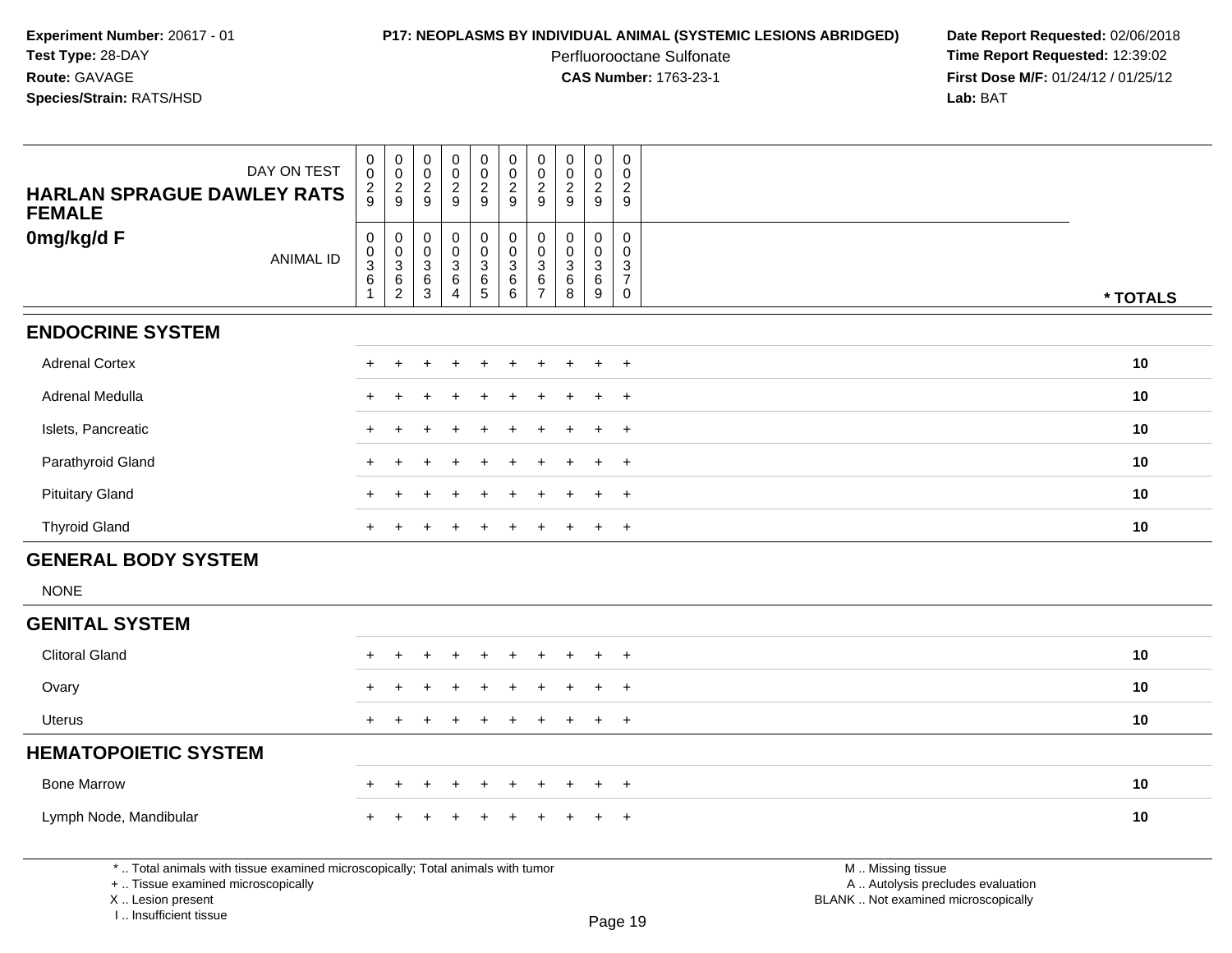**Experiment Number:** 20617 - 01
**Test Type:** 28-DAY
**Route:** GAVAGE
**Species/Strain:** RATS/HSD

**P17: NEOPLASMS BY INDIVIDUAL ANIMAL (SYSTEMIC LESIONS ABRIDGED)**
Perfluorooctane Sulfonate
**CAS Number:** 1763-23-1

**Date Report Requested:** 02/06/2018
**Time Report Requested:** 12:39:02
**First Dose M/F:** 01/24/12 / 01/25/12
**Lab:** BAT

| DAY ON TEST | 0029 | 0029 | 0029 | 0029 | 0029 | 0029 | 0029 | 0029 | 0029 | 0029 | |
|---|---|---|---|---|---|---|---|---|---|---|---|
| **HARLAN SPRAGUE DAWLEY RATS FEMALE 0mg/kg/d F** ANIMAL ID | 00361 | 00362 | 00363 | 00364 | 00365 | 00366 | 00367 | 00368 | 00369 | 00370 | *** TOTALS** |
| **ENDOCRINE SYSTEM** | | | | | | | | | | | |
| Adrenal Cortex | + | + | + | + | + | + | + | + | + | + | 10 |
| Adrenal Medulla | + | + | + | + | + | + | + | + | + | + | 10 |
| Islets, Pancreatic | + | + | + | + | + | + | + | + | + | + | 10 |
| Parathyroid Gland | + | + | + | + | + | + | + | + | + | + | 10 |
| Pituitary Gland | + | + | + | + | + | + | + | + | + | + | 10 |
| Thyroid Gland | + | + | + | + | + | + | + | + | + | + | 10 |
| **GENERAL BODY SYSTEM** | | | | | | | | | | | |
| NONE | | | | | | | | | | | |
| **GENITAL SYSTEM** | | | | | | | | | | | |
| Clitoral Gland | + | + | + | + | + | + | + | + | + | + | 10 |
| Ovary | + | + | + | + | + | + | + | + | + | + | 10 |
| Uterus | + | + | + | + | + | + | + | + | + | + | 10 |
| **HEMATOPOIETIC SYSTEM** | | | | | | | | | | | |
| Bone Marrow | + | + | + | + | + | + | + | + | + | + | 10 |
| Lymph Node, Mandibular | + | + | + | + | + | + | + | + | + | + | 10 |

\* .. Total animals with tissue examined microscopically; Total animals with tumor
\+ .. Tissue examined microscopically
X .. Lesion present
I .. Insufficient tissue

M .. Missing tissue
A .. Autolysis precludes evaluation
BLANK .. Not examined microscopically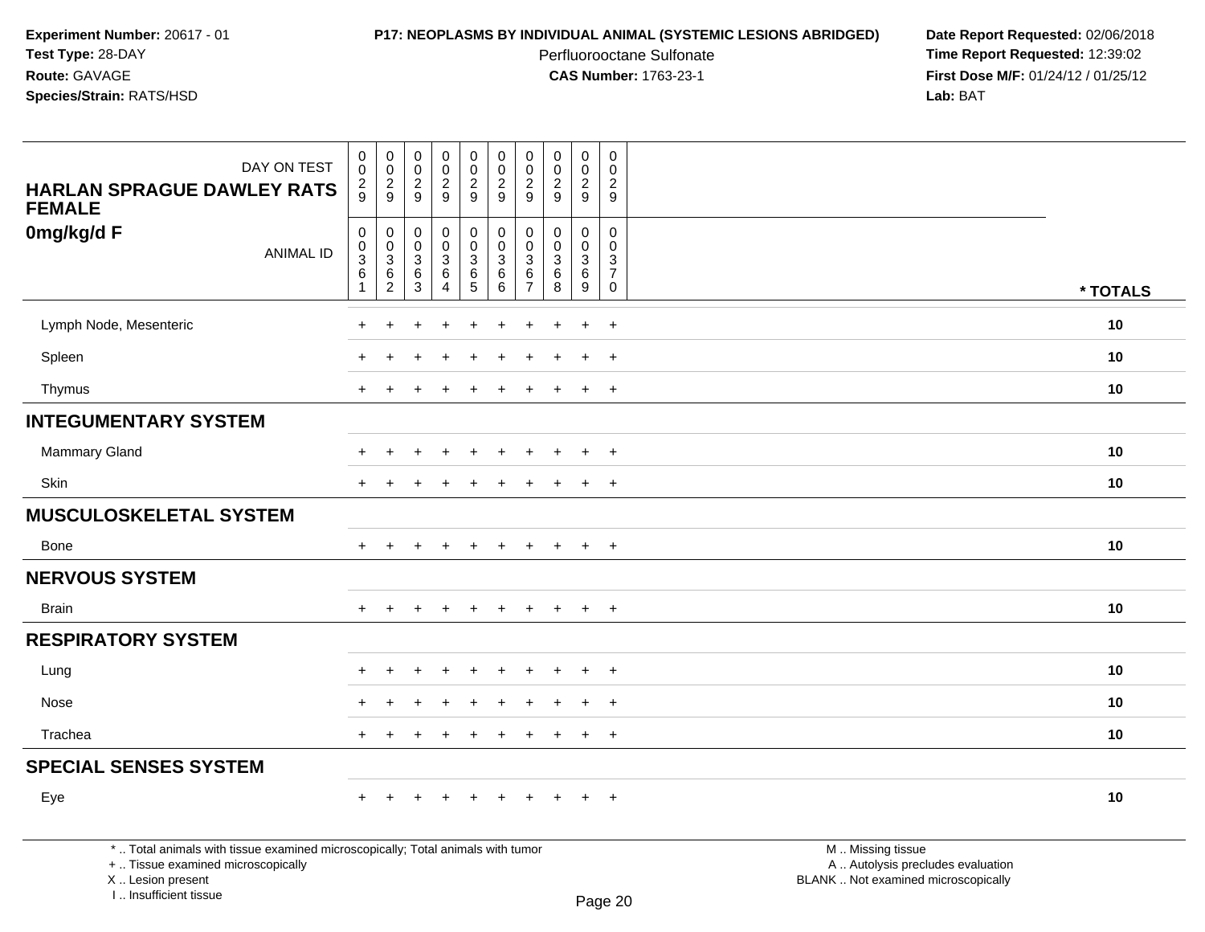**Experiment Number:** 20617 - 01
**Test Type:** 28-DAY
**Route:** GAVAGE
**Species/Strain:** RATS/HSD

**P17: NEOPLASMS BY INDIVIDUAL ANIMAL (SYSTEMIC LESIONS ABRIDGED)**
Perfluorooctane Sulfonate
**CAS Number:** 1763-23-1

**Date Report Requested:** 02/06/2018
**Time Report Requested:** 12:39:02
**First Dose M/F:** 01/24/12 / 01/25/12
**Lab:** BAT

| DAY ON TEST | 0029 | 0029 | 0029 | 0029 | 0029 | 0029 | 0029 | 0029 | 0029 | 0029 | |
|---|---|---|---|---|---|---|---|---|---|---|---|
| **HARLAN SPRAGUE DAWLEY RATS FEMALE** | | | | | | | | | | | |
| **0mg/kg/d F** ANIMAL ID | 00361 | 00362 | 00363 | 00364 | 00365 | 00366 | 00367 | 00368 | 00369 | 00370 | *** TOTALS** |
| Lymph Node, Mesenteric | + | + | + | + | + | + | + | + | + | + | **10** |
| Spleen | + | + | + | + | + | + | + | + | + | + | **10** |
| Thymus | + | + | + | + | + | + | + | + | + | + | **10** |
| **INTEGUMENTARY SYSTEM** | | | | | | | | | | | |
| Mammary Gland | + | + | + | + | + | + | + | + | + | + | **10** |
| Skin | + | + | + | + | + | + | + | + | + | + | **10** |
| **MUSCULOSKELETAL SYSTEM** | | | | | | | | | | | |
| Bone | + | + | + | + | + | + | + | + | + | + | **10** |
| **NERVOUS SYSTEM** | | | | | | | | | | | |
| Brain | + | + | + | + | + | + | + | + | + | + | **10** |
| **RESPIRATORY SYSTEM** | | | | | | | | | | | |
| Lung | + | + | + | + | + | + | + | + | + | + | **10** |
| Nose | + | + | + | + | + | + | + | + | + | + | **10** |
| Trachea | + | + | + | + | + | + | + | + | + | + | **10** |
| **SPECIAL SENSES SYSTEM** | | | | | | | | | | | |
| Eye | + | + | + | + | + | + | + | + | + | + | **10** |

* .. Total animals with tissue examined microscopically; Total animals with tumor
+ .. Tissue examined microscopically
X .. Lesion present
I .. Insufficient tissue

M .. Missing tissue
A .. Autolysis precludes evaluation
BLANK .. Not examined microscopically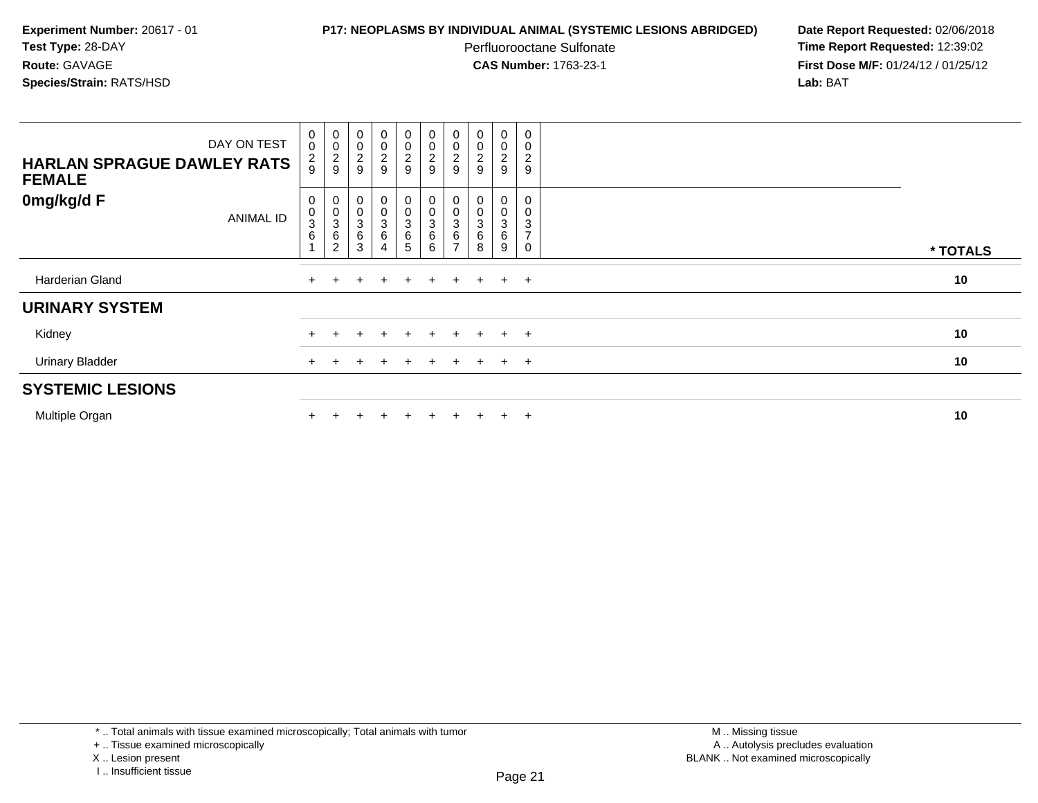**Experiment Number:** 20617 - 01
**Test Type:** 28-DAY
**Route:** GAVAGE
**Species/Strain:** RATS/HSD

**P17: NEOPLASMS BY INDIVIDUAL ANIMAL (SYSTEMIC LESIONS ABRIDGED)**
Perfluorooctane Sulfonate
**CAS Number:** 1763-23-1

**Date Report Requested:** 02/06/2018
**Time Report Requested:** 12:39:02
**First Dose M/F:** 01/24/12 / 01/25/12
**Lab:** BAT

| DAY ON TEST | 0029 | 0029 | 0029 | 0029 | 0029 | 0029 | 0029 | 0029 | 0029 | 0029 | |
|---|---|---|---|---|---|---|---|---|---|---|---|
| **HARLAN SPRAGUE DAWLEY RATS FEMALE** | | | | | | | | | | | |
| **0mg/kg/d F** ANIMAL ID | 00361 | 00362 | 00363 | 00364 | 00365 | 00366 | 00367 | 00368 | 00369 | 00370 | **\* TOTALS** |
| Harderian Gland | + | + | + | + | + | + | + | + | + | + | **10** |
| **URINARY SYSTEM** | | | | | | | | | | | |
| Kidney | + | + | + | + | + | + | + | + | + | + | **10** |
| Urinary Bladder | + | + | + | + | + | + | + | + | + | + | **10** |
| **SYSTEMIC LESIONS** | | | | | | | | | | | |
| Multiple Organ | + | + | + | + | + | + | + | + | + | + | **10** |

\* .. Total animals with tissue examined microscopically; Total animals with tumor
\+ .. Tissue examined microscopically
X .. Lesion present
I .. Insufficient tissue

M .. Missing tissue
A .. Autolysis precludes evaluation
BLANK .. Not examined microscopically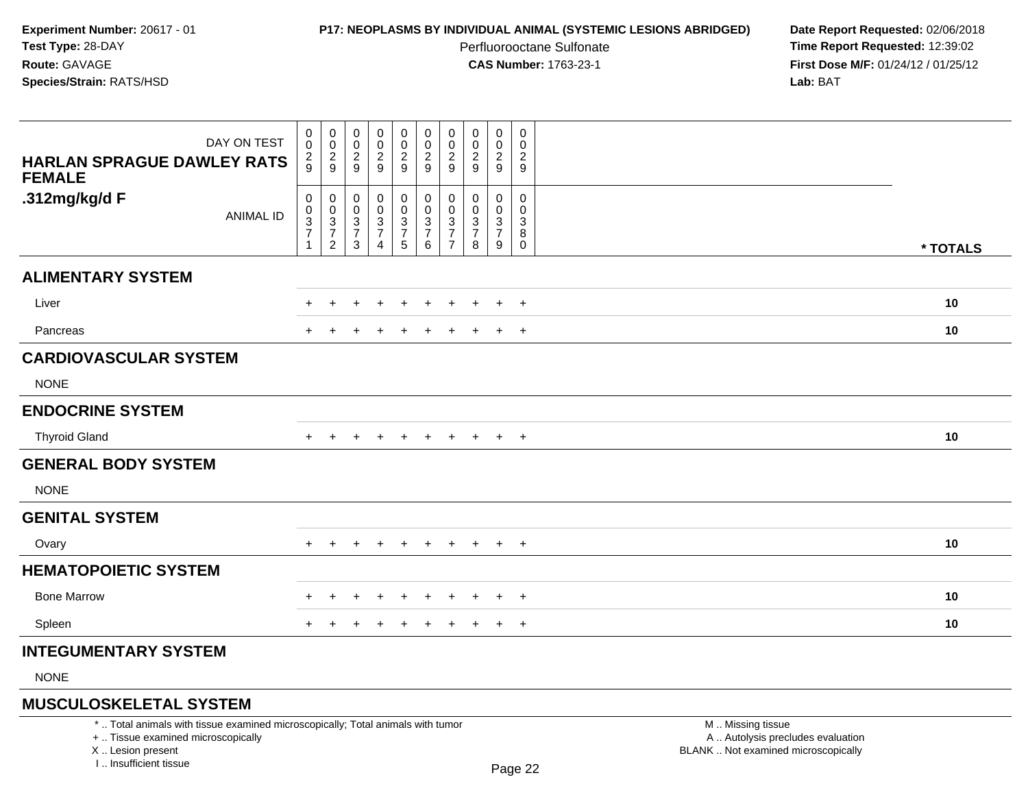**Experiment Number:** 20617 - 01
**Test Type:** 28-DAY
**Route:** GAVAGE
**Species/Strain:** RATS/HSD

**P17: NEOPLASMS BY INDIVIDUAL ANIMAL (SYSTEMIC LESIONS ABRIDGED)**
Perfluorooctane Sulfonate
**CAS Number:** 1763-23-1

**Date Report Requested:** 02/06/2018
**Time Report Requested:** 12:39:02
**First Dose M/F:** 01/24/12 / 01/25/12
**Lab:** BAT

| HARLAN SPRAGUE DAWLEY RATS FEMALE .312mg/kg/d F | | | | | | | | | | | |
|---|---|---|---|---|---|---|---|---|---|---|---|
| DAY ON TEST | 0029 | 0029 | 0029 | 0029 | 0029 | 0029 | 0029 | 0029 | 0029 | 0029 | |
| ANIMAL ID | 00371 | 00372 | 00373 | 00374 | 00375 | 00376 | 00377 | 00378 | 00379 | 00380 | * TOTALS |
| **ALIMENTARY SYSTEM** | | | | | | | | | | | |
| Liver | + | + | + | + | + | + | + | + | + | + | 10 |
| Pancreas | + | + | + | + | + | + | + | + | + | + | 10 |
| **CARDIOVASCULAR SYSTEM** | | | | | | | | | | | |
| NONE | | | | | | | | | | | |
| **ENDOCRINE SYSTEM** | | | | | | | | | | | |
| Thyroid Gland | + | + | + | + | + | + | + | + | + | + | 10 |
| **GENERAL BODY SYSTEM** | | | | | | | | | | | |
| NONE | | | | | | | | | | | |
| **GENITAL SYSTEM** | | | | | | | | | | | |
| Ovary | + | + | + | + | + | + | + | + | + | + | 10 |
| **HEMATOPOIETIC SYSTEM** | | | | | | | | | | | |
| Bone Marrow | + | + | + | + | + | + | + | + | + | + | 10 |
| Spleen | + | + | + | + | + | + | + | + | + | + | 10 |
| **INTEGUMENTARY SYSTEM** | | | | | | | | | | | |
| NONE | | | | | | | | | | | |
| **MUSCULOSKELETAL SYSTEM** | | | | | | | | | | | |

* .. Total animals with tissue examined microscopically; Total animals with tumor
+ .. Tissue examined microscopically
X .. Lesion present
I .. Insufficient tissue

M .. Missing tissue
A .. Autolysis precludes evaluation
BLANK .. Not examined microscopically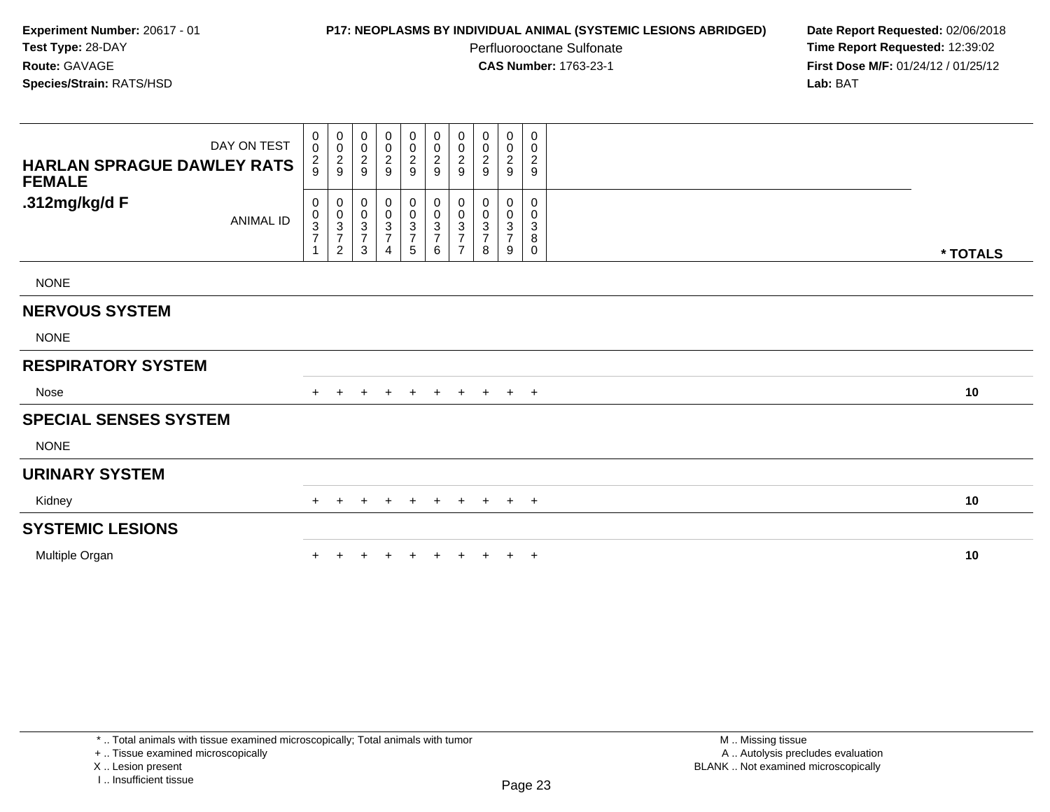**Experiment Number:** 20617 - 01
**Test Type:** 28-DAY
**Route:** GAVAGE
**Species/Strain:** RATS/HSD

**P17: NEOPLASMS BY INDIVIDUAL ANIMAL (SYSTEMIC LESIONS ABRIDGED)**
Perfluorooctane Sulfonate
**CAS Number:** 1763-23-1

**Date Report Requested:** 02/06/2018
**Time Report Requested:** 12:39:02
**First Dose M/F:** 01/24/12 / 01/25/12
**Lab:** BAT

| HARLAN SPRAGUE DAWLEY RATS FEMALE .312mg/kg/d F | | | | | | | | | | | |
|---|---|---|---|---|---|---|---|---|---|---|---|
| DAY ON TEST | 0029 | 0029 | 0029 | 0029 | 0029 | 0029 | 0029 | 0029 | 0029 | 0029 | |
| ANIMAL ID | 00371 | 00372 | 00373 | 00374 | 00375 | 00376 | 00377 | 00378 | 00379 | 00380 | * TOTALS |
| NONE | | | | | | | | | | | |
| **NERVOUS SYSTEM** | | | | | | | | | | | |
| NONE | | | | | | | | | | | |
| **RESPIRATORY SYSTEM** | | | | | | | | | | | |
| Nose | + | + | + | + | + | + | + | + | + | + | 10 |
| **SPECIAL SENSES SYSTEM** | | | | | | | | | | | |
| NONE | | | | | | | | | | | |
| **URINARY SYSTEM** | | | | | | | | | | | |
| Kidney | + | + | + | + | + | + | + | + | + | + | 10 |
| **SYSTEMIC LESIONS** | | | | | | | | | | | |
| Multiple Organ | + | + | + | + | + | + | + | + | + | + | 10 |

* .. Total animals with tissue examined microscopically; Total animals with tumor
+ .. Tissue examined microscopically
X .. Lesion present
I .. Insufficient tissue

M .. Missing tissue
A .. Autolysis precludes evaluation
BLANK .. Not examined microscopically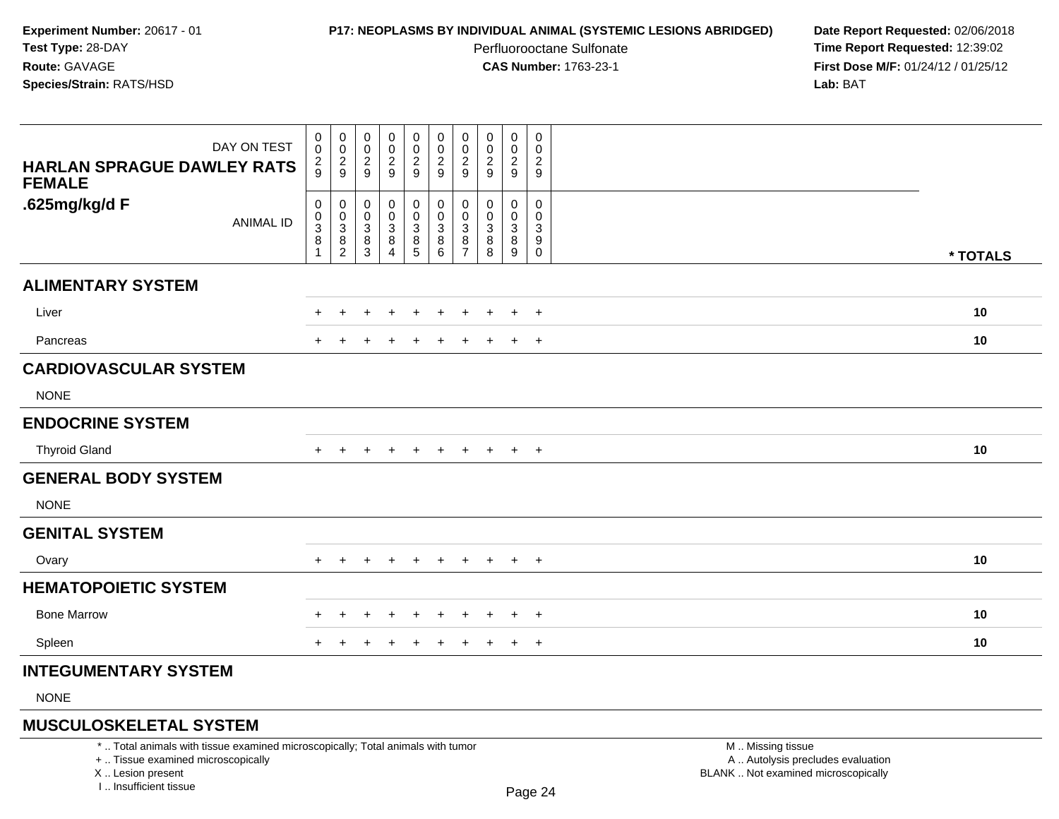**Experiment Number:** 20617 - 01
**Test Type:** 28-DAY
**Route:** GAVAGE
**Species/Strain:** RATS/HSD

**P17: NEOPLASMS BY INDIVIDUAL ANIMAL (SYSTEMIC LESIONS ABRIDGED)**
Perfluorooctane Sulfonate
**CAS Number:** 1763-23-1

**Date Report Requested:** 02/06/2018
**Time Report Requested:** 12:39:02
**First Dose M/F:** 01/24/12 / 01/25/12
**Lab:** BAT

| HARLAN SPRAGUE DAWLEY RATS FEMALE .625mg/kg/d F | | | | | | | | | | | |
|---|---|---|---|---|---|---|---|---|---|---|---|
| DAY ON TEST | 0029 | 0029 | 0029 | 0029 | 0029 | 0029 | 0029 | 0029 | 0029 | 0029 | |
| ANIMAL ID | 00381 | 00382 | 00383 | 00384 | 00385 | 00386 | 00387 | 00388 | 00389 | 00390 | * TOTALS |
| **ALIMENTARY SYSTEM** | | | | | | | | | | | |
| Liver | + | + | + | + | + | + | + | + | + | + | 10 |
| Pancreas | + | + | + | + | + | + | + | + | + | + | 10 |
| **CARDIOVASCULAR SYSTEM** | | | | | | | | | | | |
| NONE | | | | | | | | | | | |
| **ENDOCRINE SYSTEM** | | | | | | | | | | | |
| Thyroid Gland | + | + | + | + | + | + | + | + | + | + | 10 |
| **GENERAL BODY SYSTEM** | | | | | | | | | | | |
| NONE | | | | | | | | | | | |
| **GENITAL SYSTEM** | | | | | | | | | | | |
| Ovary | + | + | + | + | + | + | + | + | + | + | 10 |
| **HEMATOPOIETIC SYSTEM** | | | | | | | | | | | |
| Bone Marrow | + | + | + | + | + | + | + | + | + | + | 10 |
| Spleen | + | + | + | + | + | + | + | + | + | + | 10 |
| **INTEGUMENTARY SYSTEM** | | | | | | | | | | | |
| NONE | | | | | | | | | | | |
| **MUSCULOSKELETAL SYSTEM** | | | | | | | | | | | |

* .. Total animals with tissue examined microscopically; Total animals with tumor
+ .. Tissue examined microscopically
X .. Lesion present
I .. Insufficient tissue

M .. Missing tissue
A .. Autolysis precludes evaluation
BLANK .. Not examined microscopically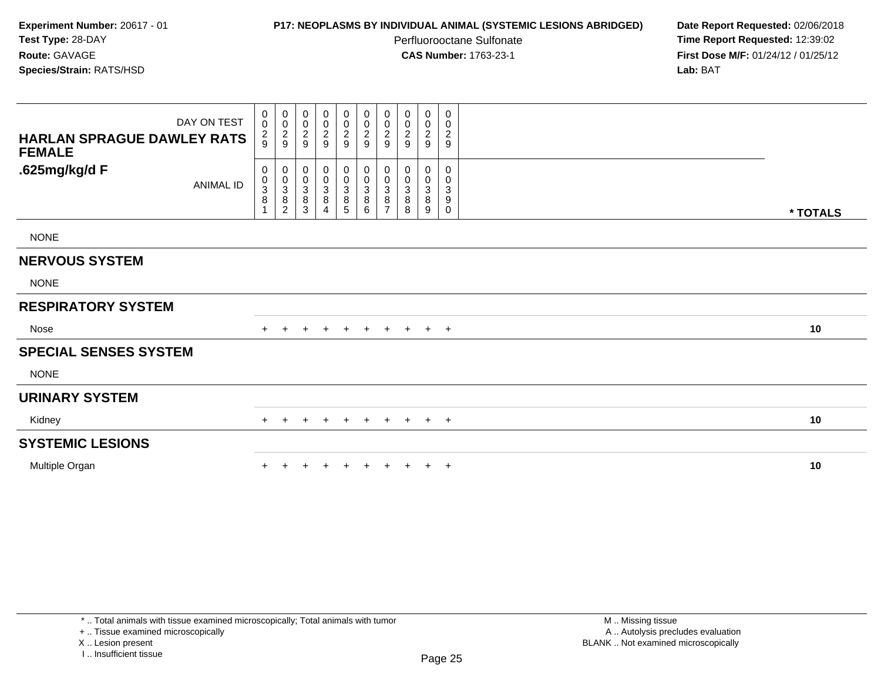**Experiment Number:** 20617 - 01
**Test Type:** 28-DAY
**Route:** GAVAGE
**Species/Strain:** RATS/HSD

**P17: NEOPLASMS BY INDIVIDUAL ANIMAL (SYSTEMIC LESIONS ABRIDGED)**
Perfluorooctane Sulfonate
**CAS Number:** 1763-23-1

**Date Report Requested:** 02/06/2018
**Time Report Requested:** 12:39:02
**First Dose M/F:** 01/24/12 / 01/25/12
**Lab:** BAT

| HARLAN SPRAGUE DAWLEY RATS FEMALE .625mg/kg/d F | | | | | | | | | | | |
|---|---|---|---|---|---|---|---|---|---|---|---|
| DAY ON TEST | 0029 | 0029 | 0029 | 0029 | 0029 | 0029 | 0029 | 0029 | 0029 | 0029 | |
| ANIMAL ID | 00381 | 00382 | 00383 | 00384 | 00385 | 00386 | 00387 | 00388 | 00389 | 00390 | * TOTALS |
| NONE | | | | | | | | | | | |
| **NERVOUS SYSTEM** | | | | | | | | | | | |
| NONE | | | | | | | | | | | |
| **RESPIRATORY SYSTEM** | | | | | | | | | | | |
| Nose | + | + | + | + | + | + | + | + | + | + | 10 |
| **SPECIAL SENSES SYSTEM** | | | | | | | | | | | |
| NONE | | | | | | | | | | | |
| **URINARY SYSTEM** | | | | | | | | | | | |
| Kidney | + | + | + | + | + | + | + | + | + | + | 10 |
| **SYSTEMIC LESIONS** | | | | | | | | | | | |
| Multiple Organ | + | + | + | + | + | + | + | + | + | + | 10 |

* .. Total animals with tissue examined microscopically; Total animals with tumor
+ .. Tissue examined microscopically
X .. Lesion present
I .. Insufficient tissue

M .. Missing tissue
A .. Autolysis precludes evaluation
BLANK .. Not examined microscopically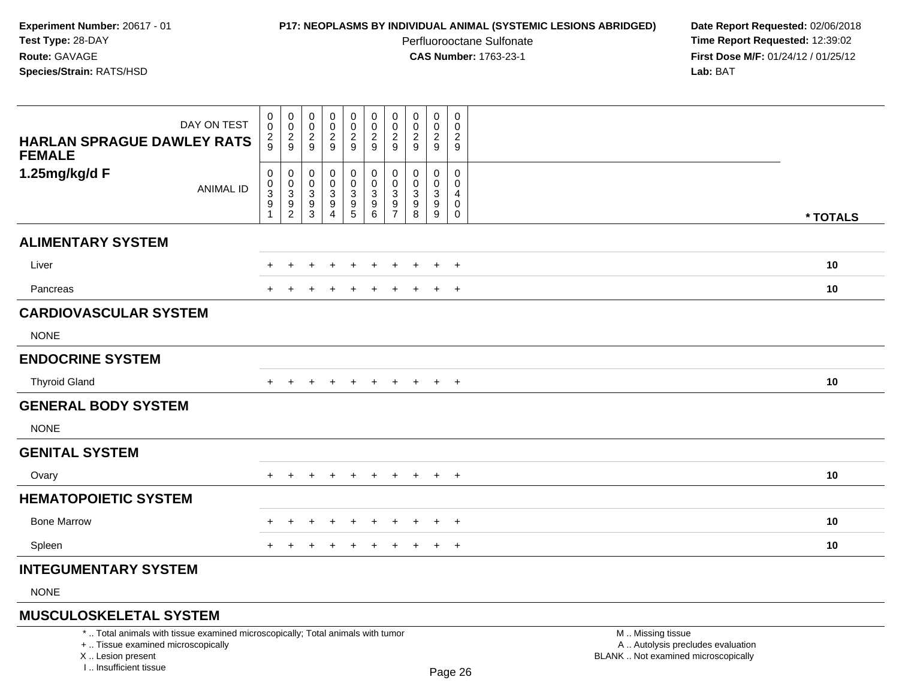**Experiment Number:** 20617 - 01
**Test Type:** 28-DAY
**Route:** GAVAGE
**Species/Strain:** RATS/HSD

**P17: NEOPLASMS BY INDIVIDUAL ANIMAL (SYSTEMIC LESIONS ABRIDGED)**
Perfluorooctane Sulfonate
**CAS Number:** 1763-23-1

**Date Report Requested:** 02/06/2018
**Time Report Requested:** 12:39:02
**First Dose M/F:** 01/24/12 / 01/25/12
**Lab:** BAT

| HARLAN SPRAGUE DAWLEY RATS FEMALE 1.25mg/kg/d F | | | | | | | | | | | |
|---|---|---|---|---|---|---|---|---|---|---|---|
| DAY ON TEST | 0029 | 0029 | 0029 | 0029 | 0029 | 0029 | 0029 | 0029 | 0029 | 0029 | |
| ANIMAL ID | 00391 | 00392 | 00393 | 00394 | 00395 | 00396 | 00397 | 00398 | 00399 | 00400 | * TOTALS |
| **ALIMENTARY SYSTEM** | | | | | | | | | | | |
| Liver | + | + | + | + | + | + | + | + | + | + | 10 |
| Pancreas | + | + | + | + | + | + | + | + | + | + | 10 |
| **CARDIOVASCULAR SYSTEM** | | | | | | | | | | | |
| NONE | | | | | | | | | | | |
| **ENDOCRINE SYSTEM** | | | | | | | | | | | |
| Thyroid Gland | + | + | + | + | + | + | + | + | + | + | 10 |
| **GENERAL BODY SYSTEM** | | | | | | | | | | | |
| NONE | | | | | | | | | | | |
| **GENITAL SYSTEM** | | | | | | | | | | | |
| Ovary | + | + | + | + | + | + | + | + | + | + | 10 |
| **HEMATOPOIETIC SYSTEM** | | | | | | | | | | | |
| Bone Marrow | + | + | + | + | + | + | + | + | + | + | 10 |
| Spleen | + | + | + | + | + | + | + | + | + | + | 10 |
| **INTEGUMENTARY SYSTEM** | | | | | | | | | | | |
| NONE | | | | | | | | | | | |
| **MUSCULOSKELETAL SYSTEM** | | | | | | | | | | | |

* .. Total animals with tissue examined microscopically; Total animals with tumor
+ .. Tissue examined microscopically
X .. Lesion present
I .. Insufficient tissue

M .. Missing tissue
A .. Autolysis precludes evaluation
BLANK .. Not examined microscopically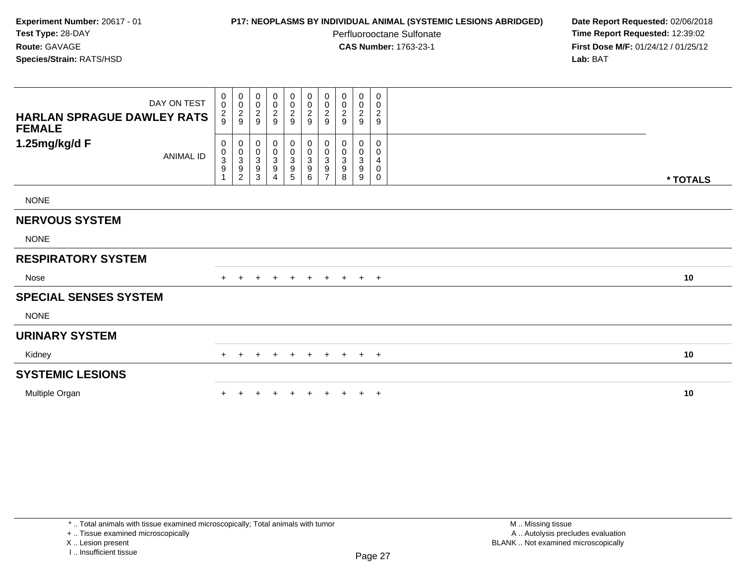**Experiment Number:** 20617 - 01
**Test Type:** 28-DAY
**Route:** GAVAGE
**Species/Strain:** RATS/HSD

**P17: NEOPLASMS BY INDIVIDUAL ANIMAL (SYSTEMIC LESIONS ABRIDGED)**
Perfluorooctane Sulfonate
**CAS Number:** 1763-23-1

**Date Report Requested:** 02/06/2018
**Time Report Requested:** 12:39:02
**First Dose M/F:** 01/24/12 / 01/25/12
**Lab:** BAT

| **HARLAN SPRAGUE DAWLEY RATS FEMALE 1.25mg/kg/d F** | | | | | | | | | | | |
|---|---|---|---|---|---|---|---|---|---|---|---|
| DAY ON TEST | 0029 | 0029 | 0029 | 0029 | 0029 | 0029 | 0029 | 0029 | 0029 | 0029 | |
| ANIMAL ID | 00391 | 00392 | 00393 | 00394 | 00395 | 00396 | 00397 | 00398 | 00399 | 00400 | **\* TOTALS** |
| NONE | | | | | | | | | | | |
| **NERVOUS SYSTEM** | | | | | | | | | | | |
| NONE | | | | | | | | | | | |
| **RESPIRATORY SYSTEM** | | | | | | | | | | | |
| Nose | + | + | + | + | + | + | + | + | + | + | **10** |
| **SPECIAL SENSES SYSTEM** | | | | | | | | | | | |
| NONE | | | | | | | | | | | |
| **URINARY SYSTEM** | | | | | | | | | | | |
| Kidney | + | + | + | + | + | + | + | + | + | + | **10** |
| **SYSTEMIC LESIONS** | | | | | | | | | | | |
| Multiple Organ | + | + | + | + | + | + | + | + | + | + | **10** |

* .. Total animals with tissue examined microscopically; Total animals with tumor
+ .. Tissue examined microscopically
X .. Lesion present
I .. Insufficient tissue

M .. Missing tissue
A .. Autolysis precludes evaluation
BLANK .. Not examined microscopically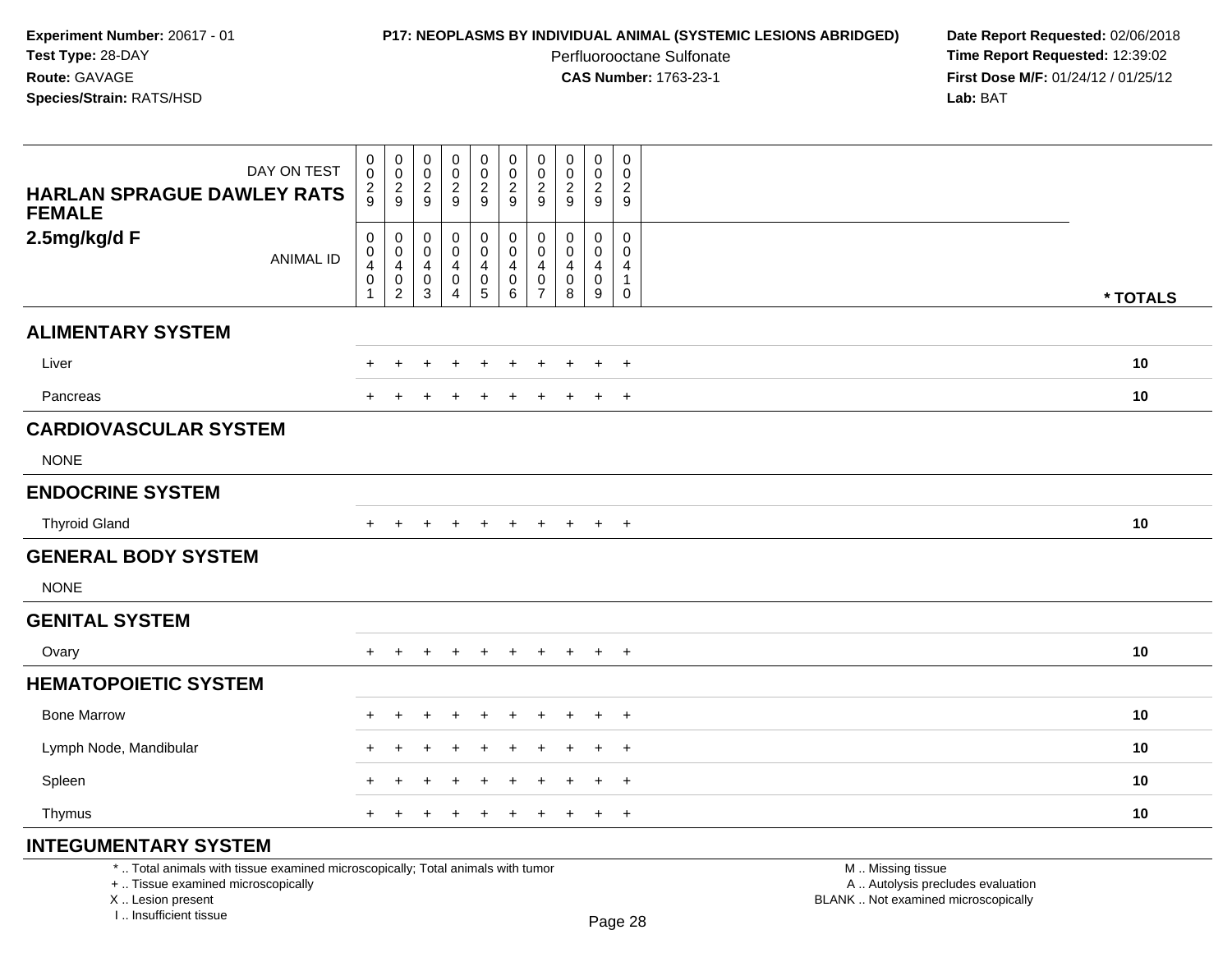**Experiment Number:** 20617 - 01
**Test Type:** 28-DAY
**Route:** GAVAGE
**Species/Strain:** RATS/HSD

**P17: NEOPLASMS BY INDIVIDUAL ANIMAL (SYSTEMIC LESIONS ABRIDGED)**
Perfluorooctane Sulfonate
**CAS Number:** 1763-23-1

**Date Report Requested:** 02/06/2018
**Time Report Requested:** 12:39:02
**First Dose M/F:** 01/24/12 / 01/25/12
**Lab:** BAT

| DAY ON TEST | 0029 | 0029 | 0029 | 0029 | 0029 | 0029 | 0029 | 0029 | 0029 | 0029 | |
|---|---|---|---|---|---|---|---|---|---|---|---|
| **HARLAN SPRAGUE DAWLEY RATS FEMALE 2.5mg/kg/d F** ANIMAL ID | 00401 | 00402 | 00403 | 00404 | 00405 | 00406 | 00407 | 00408 | 00409 | 00410 | *** TOTALS** |
| **ALIMENTARY SYSTEM** | | | | | | | | | | | |
| Liver | + | + | + | + | + | + | + | + | + | + | **10** |
| Pancreas | + | + | + | + | + | + | + | + | + | + | **10** |
| **CARDIOVASCULAR SYSTEM** | | | | | | | | | | | |
| NONE | | | | | | | | | | | |
| **ENDOCRINE SYSTEM** | | | | | | | | | | | |
| Thyroid Gland | + | + | + | + | + | + | + | + | + | + | **10** |
| **GENERAL BODY SYSTEM** | | | | | | | | | | | |
| NONE | | | | | | | | | | | |
| **GENITAL SYSTEM** | | | | | | | | | | | |
| Ovary | + | + | + | + | + | + | + | + | + | + | **10** |
| **HEMATOPOIETIC SYSTEM** | | | | | | | | | | | |
| Bone Marrow | + | + | + | + | + | + | + | + | + | + | **10** |
| Lymph Node, Mandibular | + | + | + | + | + | + | + | + | + | + | **10** |
| Spleen | + | + | + | + | + | + | + | + | + | + | **10** |
| Thymus | + | + | + | + | + | + | + | + | + | + | **10** |
| **INTEGUMENTARY SYSTEM** | | | | | | | | | | | |

\* .. Total animals with tissue examined microscopically; Total animals with tumor
\+ .. Tissue examined microscopically
X .. Lesion present
I .. Insufficient tissue

M .. Missing tissue
A .. Autolysis precludes evaluation
BLANK .. Not examined microscopically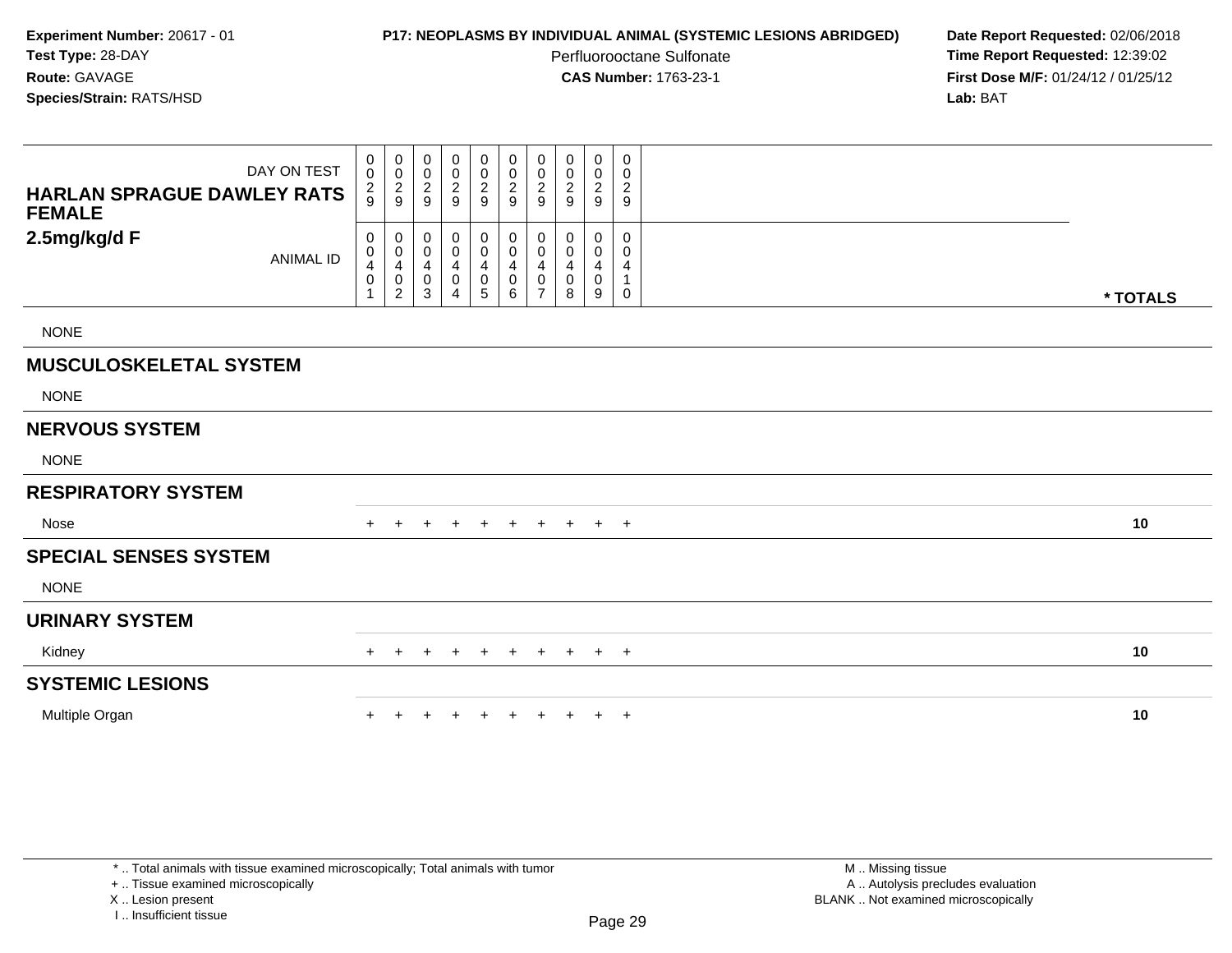**Experiment Number:** 20617 - 01
**Test Type:** 28-DAY
**Route:** GAVAGE
**Species/Strain:** RATS/HSD

**P17: NEOPLASMS BY INDIVIDUAL ANIMAL (SYSTEMIC LESIONS ABRIDGED)**
Perfluorooctane Sulfonate
**CAS Number:** 1763-23-1

**Date Report Requested:** 02/06/2018
**Time Report Requested:** 12:39:02
**First Dose M/F:** 01/24/12 / 01/25/12
**Lab:** BAT

| HARLAN SPRAGUE DAWLEY RATS FEMALE 2.5mg/kg/d F | | | | | | | | | | | |
|---|---|---|---|---|---|---|---|---|---|---|---|
| DAY ON TEST | 0029 | 0029 | 0029 | 0029 | 0029 | 0029 | 0029 | 0029 | 0029 | 0029 | |
| ANIMAL ID | 00401 | 00402 | 00403 | 00404 | 00405 | 00406 | 00407 | 00408 | 00409 | 00410 | * TOTALS |
| NONE | | | | | | | | | | | |
| **MUSCULOSKELETAL SYSTEM** | | | | | | | | | | | |
| NONE | | | | | | | | | | | |
| **NERVOUS SYSTEM** | | | | | | | | | | | |
| NONE | | | | | | | | | | | |
| **RESPIRATORY SYSTEM** | | | | | | | | | | | |
| Nose | + | + | + | + | + | + | + | + | + | + | 10 |
| **SPECIAL SENSES SYSTEM** | | | | | | | | | | | |
| NONE | | | | | | | | | | | |
| **URINARY SYSTEM** | | | | | | | | | | | |
| Kidney | + | + | + | + | + | + | + | + | + | + | 10 |
| **SYSTEMIC LESIONS** | | | | | | | | | | | |
| Multiple Organ | + | + | + | + | + | + | + | + | + | + | 10 |

\* .. Total animals with tissue examined microscopically; Total animals with tumor
\+ .. Tissue examined microscopically
X .. Lesion present
I .. Insufficient tissue

M .. Missing tissue
A .. Autolysis precludes evaluation
BLANK .. Not examined microscopically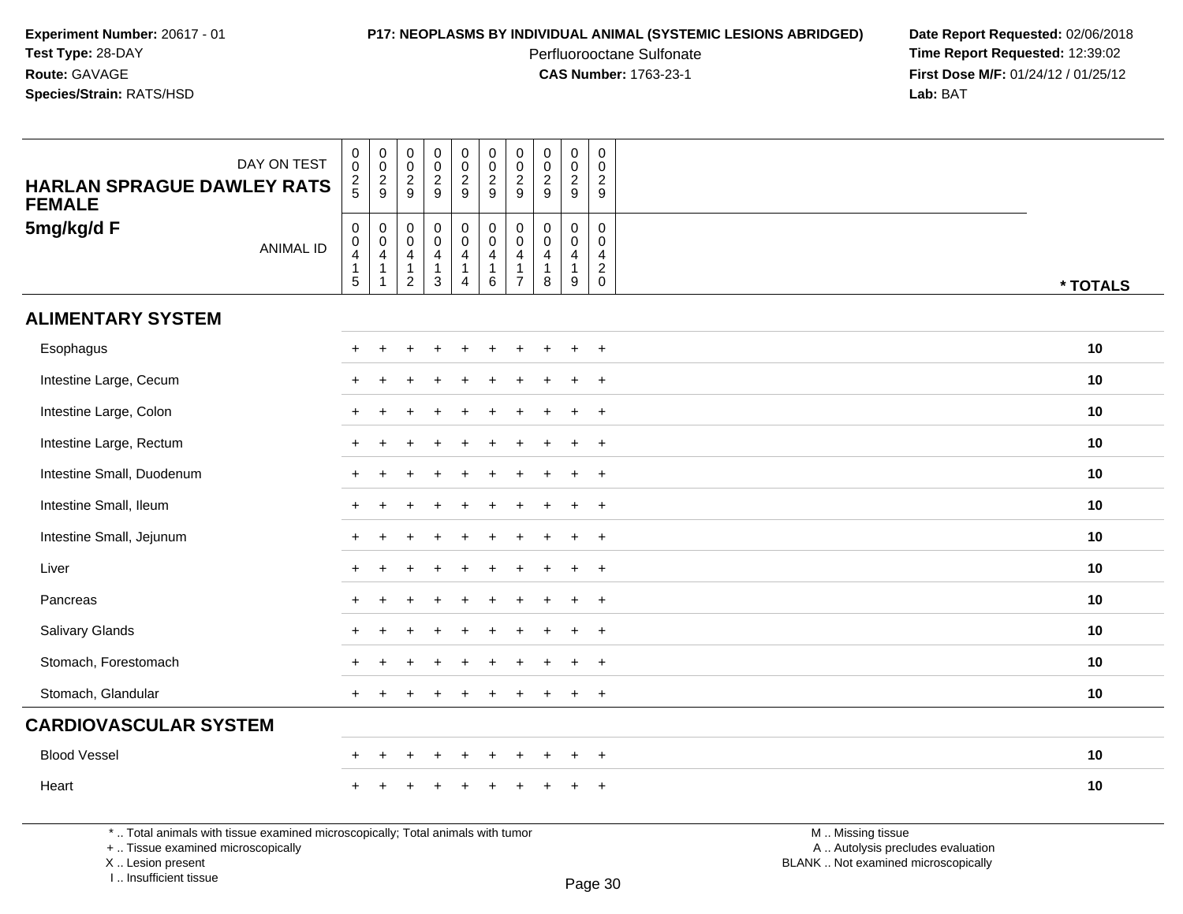**Experiment Number:** 20617 - 01
**Test Type:** 28-DAY
**Route:** GAVAGE
**Species/Strain:** RATS/HSD

**P17: NEOPLASMS BY INDIVIDUAL ANIMAL (SYSTEMIC LESIONS ABRIDGED)**
Perfluorooctane Sulfonate
**CAS Number:** 1763-23-1

**Date Report Requested:** 02/06/2018
**Time Report Requested:** 12:39:02
**First Dose M/F:** 01/24/12 / 01/25/12
**Lab:** BAT

| HARLAN SPRAGUE DAWLEY RATS FEMALE 5mg/kg/d F | | | | | | | | | | | |
|---|---|---|---|---|---|---|---|---|---|---|---|
| DAY ON TEST | 0025 | 0029 | 0029 | 0029 | 0029 | 0029 | 0029 | 0029 | 0029 | 0029 | |
| ANIMAL ID | 00415 | 00411 | 00412 | 00413 | 00414 | 00416 | 00417 | 00418 | 00419 | 00420 | * TOTALS |
| **ALIMENTARY SYSTEM** | | | | | | | | | | | |
| Esophagus | + | + | + | + | + | + | + | + | + | + | 10 |
| Intestine Large, Cecum | + | + | + | + | + | + | + | + | + | + | 10 |
| Intestine Large, Colon | + | + | + | + | + | + | + | + | + | + | 10 |
| Intestine Large, Rectum | + | + | + | + | + | + | + | + | + | + | 10 |
| Intestine Small, Duodenum | + | + | + | + | + | + | + | + | + | + | 10 |
| Intestine Small, Ileum | + | + | + | + | + | + | + | + | + | + | 10 |
| Intestine Small, Jejunum | + | + | + | + | + | + | + | + | + | + | 10 |
| Liver | + | + | + | + | + | + | + | + | + | + | 10 |
| Pancreas | + | + | + | + | + | + | + | + | + | + | 10 |
| Salivary Glands | + | + | + | + | + | + | + | + | + | + | 10 |
| Stomach, Forestomach | + | + | + | + | + | + | + | + | + | + | 10 |
| Stomach, Glandular | + | + | + | + | + | + | + | + | + | + | 10 |
| **CARDIOVASCULAR SYSTEM** | | | | | | | | | | | |
| Blood Vessel | + | + | + | + | + | + | + | + | + | + | 10 |
| Heart | + | + | + | + | + | + | + | + | + | + | 10 |

* .. Total animals with tissue examined microscopically; Total animals with tumor
+ .. Tissue examined microscopically
X .. Lesion present
I .. Insufficient tissue

M .. Missing tissue
A .. Autolysis precludes evaluation
BLANK .. Not examined microscopically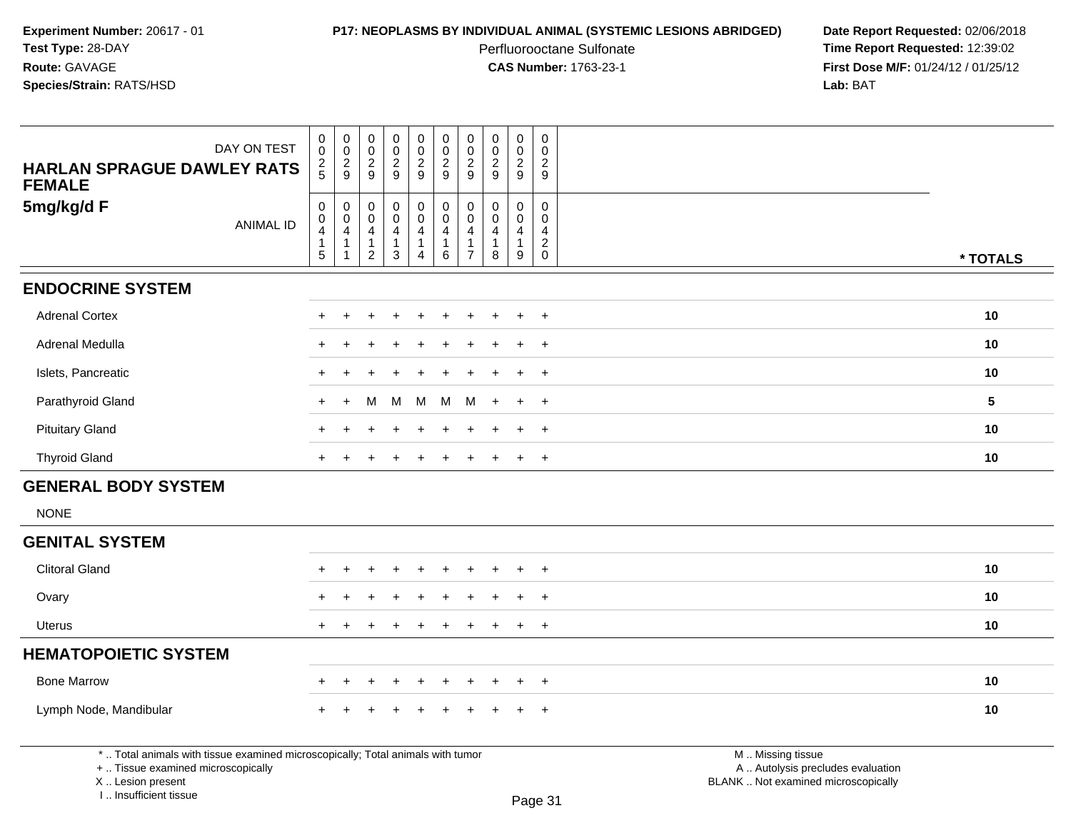**Experiment Number:** 20617 - 01
**Test Type:** 28-DAY
**Route:** GAVAGE
**Species/Strain:** RATS/HSD

**P17: NEOPLASMS BY INDIVIDUAL ANIMAL (SYSTEMIC LESIONS ABRIDGED)**
Perfluorooctane Sulfonate
**CAS Number:** 1763-23-1

**Date Report Requested:** 02/06/2018
**Time Report Requested:** 12:39:02
**First Dose M/F:** 01/24/12 / 01/25/12
**Lab:** BAT

| HARLAN SPRAGUE DAWLEY RATS FEMALE 5mg/kg/d F — DAY ON TEST | 0025 | 0029 | 0029 | 0029 | 0029 | 0029 | 0029 | 0029 | 0029 | 0029 | |
|---|---|---|---|---|---|---|---|---|---|---|---|
| ANIMAL ID | 00415 | 00411 | 00412 | 00413 | 00414 | 00416 | 00417 | 00418 | 00419 | 00420 | * TOTALS |
| **ENDOCRINE SYSTEM** | | | | | | | | | | | |
| Adrenal Cortex | + | + | + | + | + | + | + | + | + | + | 10 |
| Adrenal Medulla | + | + | + | + | + | + | + | + | + | + | 10 |
| Islets, Pancreatic | + | + | + | + | + | + | + | + | + | + | 10 |
| Parathyroid Gland | + | + | M | M | M | M | M | + | + | + | 5 |
| Pituitary Gland | + | + | + | + | + | + | + | + | + | + | 10 |
| Thyroid Gland | + | + | + | + | + | + | + | + | + | + | 10 |
| **GENERAL BODY SYSTEM** | | | | | | | | | | | |
| NONE | | | | | | | | | | | |
| **GENITAL SYSTEM** | | | | | | | | | | | |
| Clitoral Gland | + | + | + | + | + | + | + | + | + | + | 10 |
| Ovary | + | + | + | + | + | + | + | + | + | + | 10 |
| Uterus | + | + | + | + | + | + | + | + | + | + | 10 |
| **HEMATOPOIETIC SYSTEM** | | | | | | | | | | | |
| Bone Marrow | + | + | + | + | + | + | + | + | + | + | 10 |
| Lymph Node, Mandibular | + | + | + | + | + | + | + | + | + | + | 10 |

\* .. Total animals with tissue examined microscopically; Total animals with tumor
\+ .. Tissue examined microscopically
X .. Lesion present
I .. Insufficient tissue

M .. Missing tissue
A .. Autolysis precludes evaluation
BLANK .. Not examined microscopically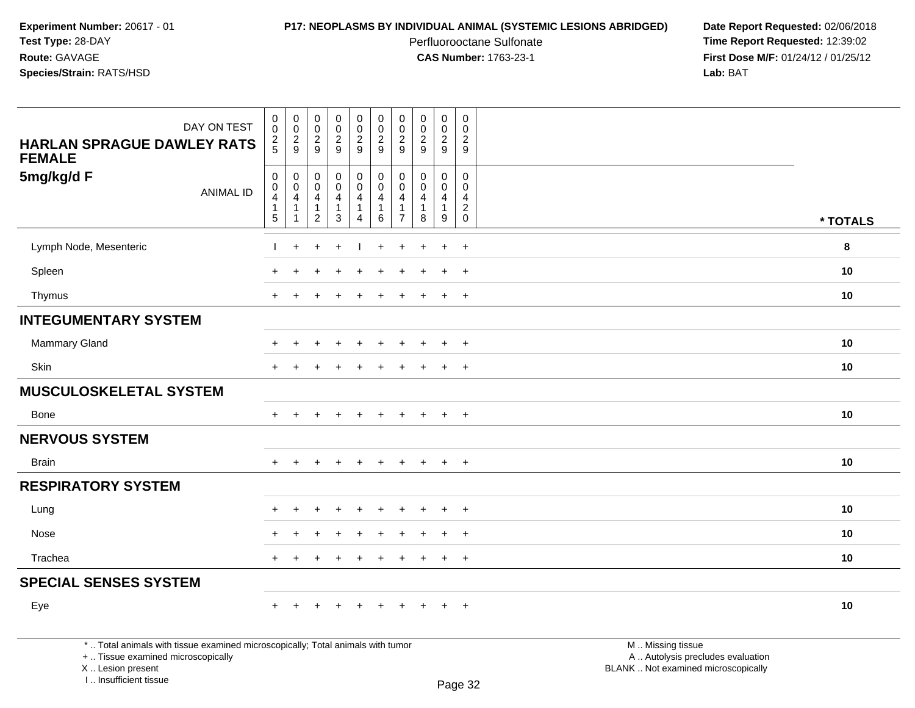**Experiment Number:** 20617 - 01
**Test Type:** 28-DAY
**Route:** GAVAGE
**Species/Strain:** RATS/HSD

**P17: NEOPLASMS BY INDIVIDUAL ANIMAL (SYSTEMIC LESIONS ABRIDGED)**
Perfluorooctane Sulfonate
**CAS Number:** 1763-23-1

**Date Report Requested:** 02/06/2018
**Time Report Requested:** 12:39:02
**First Dose M/F:** 01/24/12 / 01/25/12
**Lab:** BAT

| DAY ON TEST | 0025 | 0029 | 0029 | 0029 | 0029 | 0029 | 0029 | 0029 | 0029 | 0029 | |
|---|---|---|---|---|---|---|---|---|---|---|---|
| **HARLAN SPRAGUE DAWLEY RATS FEMALE** | | | | | | | | | | | |
| **5mg/kg/d F** ANIMAL ID | 00415 | 00411 | 00412 | 00413 | 00414 | 00416 | 00417 | 00418 | 00419 | 00420 | *** TOTALS** |
| Lymph Node, Mesenteric | I | + | + | + | I | + | + | + | + | + | **8** |
| Spleen | + | + | + | + | + | + | + | + | + | + | **10** |
| Thymus | + | + | + | + | + | + | + | + | + | + | **10** |
| **INTEGUMENTARY SYSTEM** | | | | | | | | | | | |
| Mammary Gland | + | + | + | + | + | + | + | + | + | + | **10** |
| Skin | + | + | + | + | + | + | + | + | + | + | **10** |
| **MUSCULOSKELETAL SYSTEM** | | | | | | | | | | | |
| Bone | + | + | + | + | + | + | + | + | + | + | **10** |
| **NERVOUS SYSTEM** | | | | | | | | | | | |
| Brain | + | + | + | + | + | + | + | + | + | + | **10** |
| **RESPIRATORY SYSTEM** | | | | | | | | | | | |
| Lung | + | + | + | + | + | + | + | + | + | + | **10** |
| Nose | + | + | + | + | + | + | + | + | + | + | **10** |
| Trachea | + | + | + | + | + | + | + | + | + | + | **10** |
| **SPECIAL SENSES SYSTEM** | | | | | | | | | | | |
| Eye | + | + | + | + | + | + | + | + | + | + | **10** |

* .. Total animals with tissue examined microscopically; Total animals with tumor
+ .. Tissue examined microscopically
X .. Lesion present
I .. Insufficient tissue

M .. Missing tissue
A .. Autolysis precludes evaluation
BLANK .. Not examined microscopically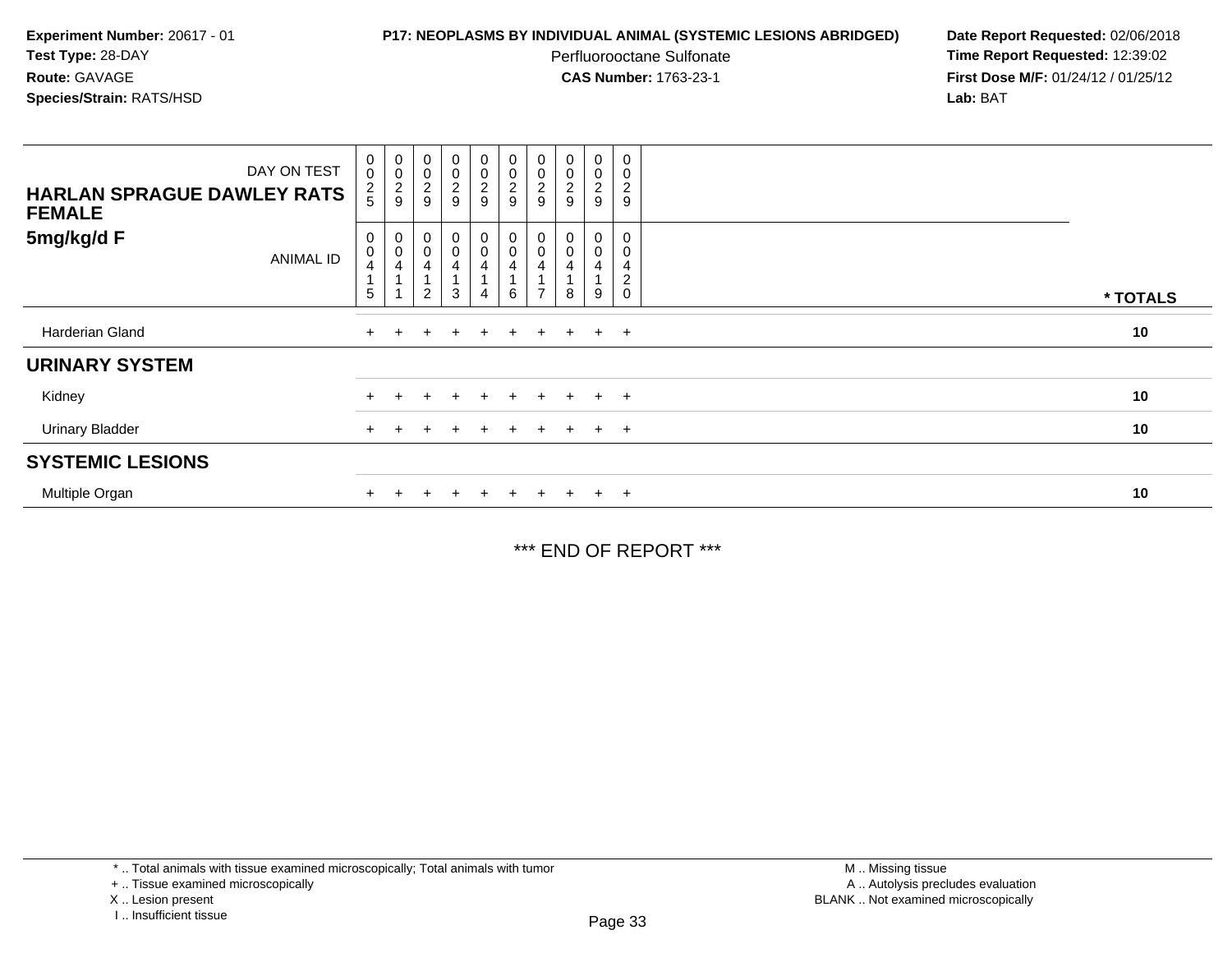**Experiment Number:** 20617 - 01
**Test Type:** 28-DAY
**Route:** GAVAGE
**Species/Strain:** RATS/HSD

**P17: NEOPLASMS BY INDIVIDUAL ANIMAL (SYSTEMIC LESIONS ABRIDGED)**
Perfluorooctane Sulfonate
**CAS Number:** 1763-23-1

**Date Report Requested:** 02/06/2018
**Time Report Requested:** 12:39:02
**First Dose M/F:** 01/24/12 / 01/25/12
**Lab:** BAT

| DAY ON TEST<br>**HARLAN SPRAGUE DAWLEY RATS FEMALE** | 0<br>0<br>2<br>5 | 0<br>0<br>2<br>9 | 0<br>0<br>2<br>9 | 0<br>0<br>2<br>9 | 0<br>0<br>2<br>9 | 0<br>0<br>2<br>9 | 0<br>0<br>2<br>9 | 0<br>0<br>2<br>9 | 0<br>0<br>2<br>9 | 0<br>0<br>2<br>9 | |
|---|---|---|---|---|---|---|---|---|---|---|---|
| **5mg/kg/d F** ANIMAL ID | 0<br>0<br>4<br>1<br>5 | 0<br>0<br>4<br>1<br>1 | 0<br>0<br>4<br>1<br>2 | 0<br>0<br>4<br>1<br>3 | 0<br>0<br>4<br>1<br>4 | 0<br>0<br>4<br>1<br>6 | 0<br>0<br>4<br>1<br>7 | 0<br>0<br>4<br>1<br>8 | 0<br>0<br>4<br>1<br>9 | 0<br>0<br>4<br>2<br>0 | *** TOTALS** |
| Harderian Gland | + | + | + | + | + | + | + | + | + | + | **10** |
| **URINARY SYSTEM** | | | | | | | | | | | |
| Kidney | + | + | + | + | + | + | + | + | + | + | **10** |
| Urinary Bladder | + | + | + | + | + | + | + | + | + | + | **10** |
| **SYSTEMIC LESIONS** | | | | | | | | | | | |
| Multiple Organ | + | + | + | + | + | + | + | + | + | + | **10** |

*** END OF REPORT ***

* .. Total animals with tissue examined microscopically; Total animals with tumor
+ .. Tissue examined microscopically
X .. Lesion present
I .. Insufficient tissue

M .. Missing tissue
A .. Autolysis precludes evaluation
BLANK .. Not examined microscopically